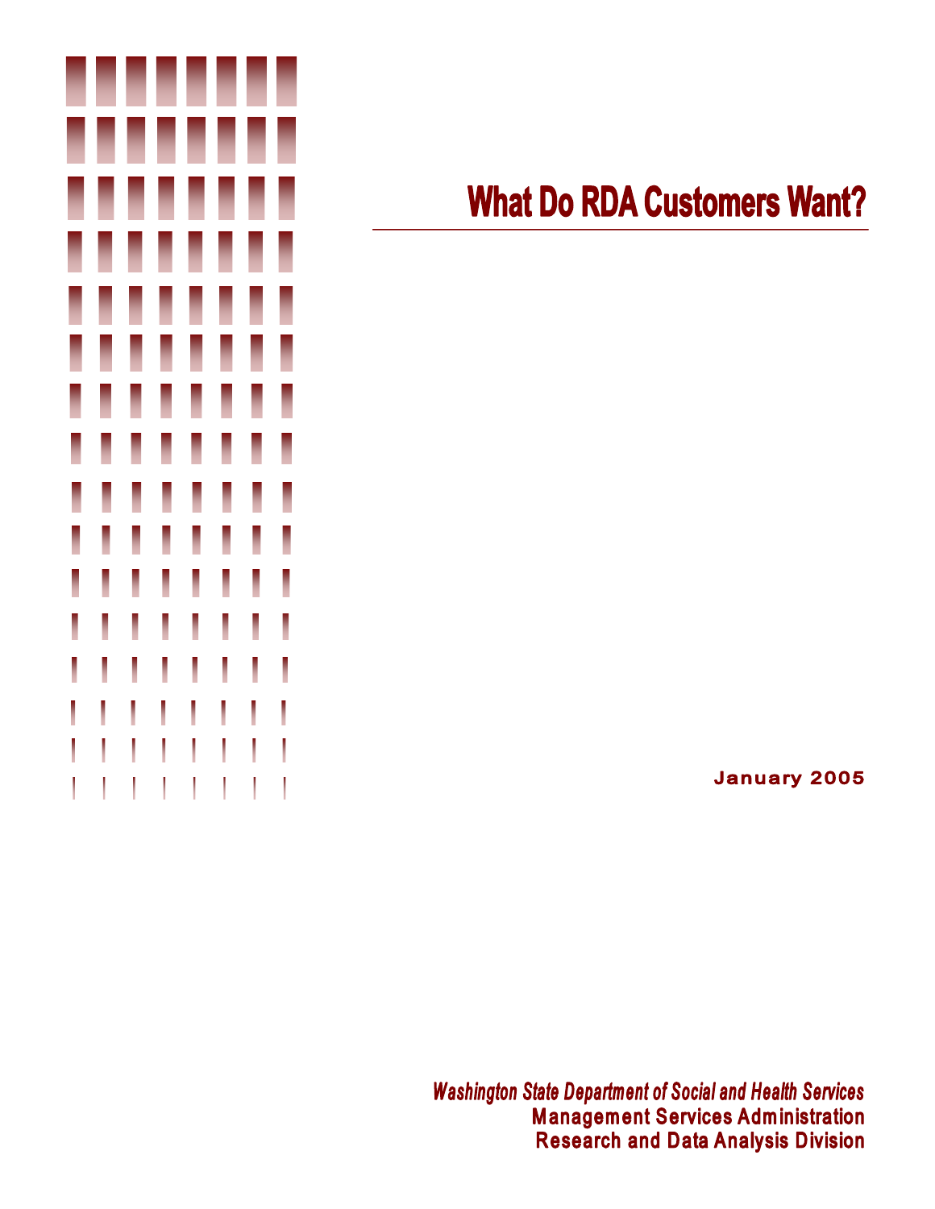# What Do RDA Customers Want?

January 2005

*Washington State Department of Social and Health Services*

**Management Services Administration**

**Research and Data Analysis Division**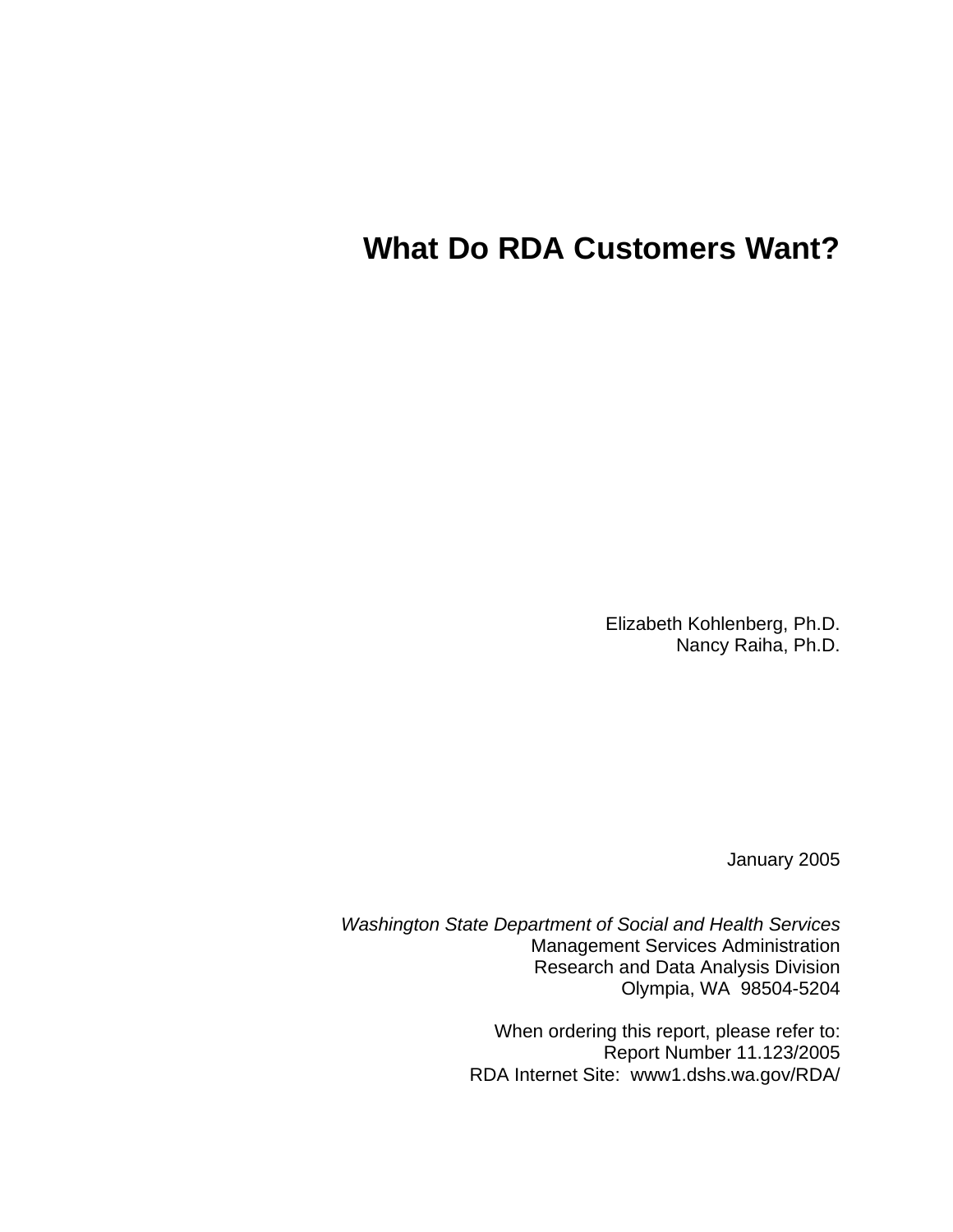# What Do RDA Customers Want?

Elizabeth Kohlenberg, Ph.D.
Nancy Raiha, Ph.D.

January 2005

*Washington State Department of Social and Health Services*
Management Services Administration
Research and Data Analysis Division
Olympia, WA 98504-5204

When ordering this report, please refer to:
Report Number 11.123/2005
RDA Internet Site: www1.dshs.wa.gov/RDA/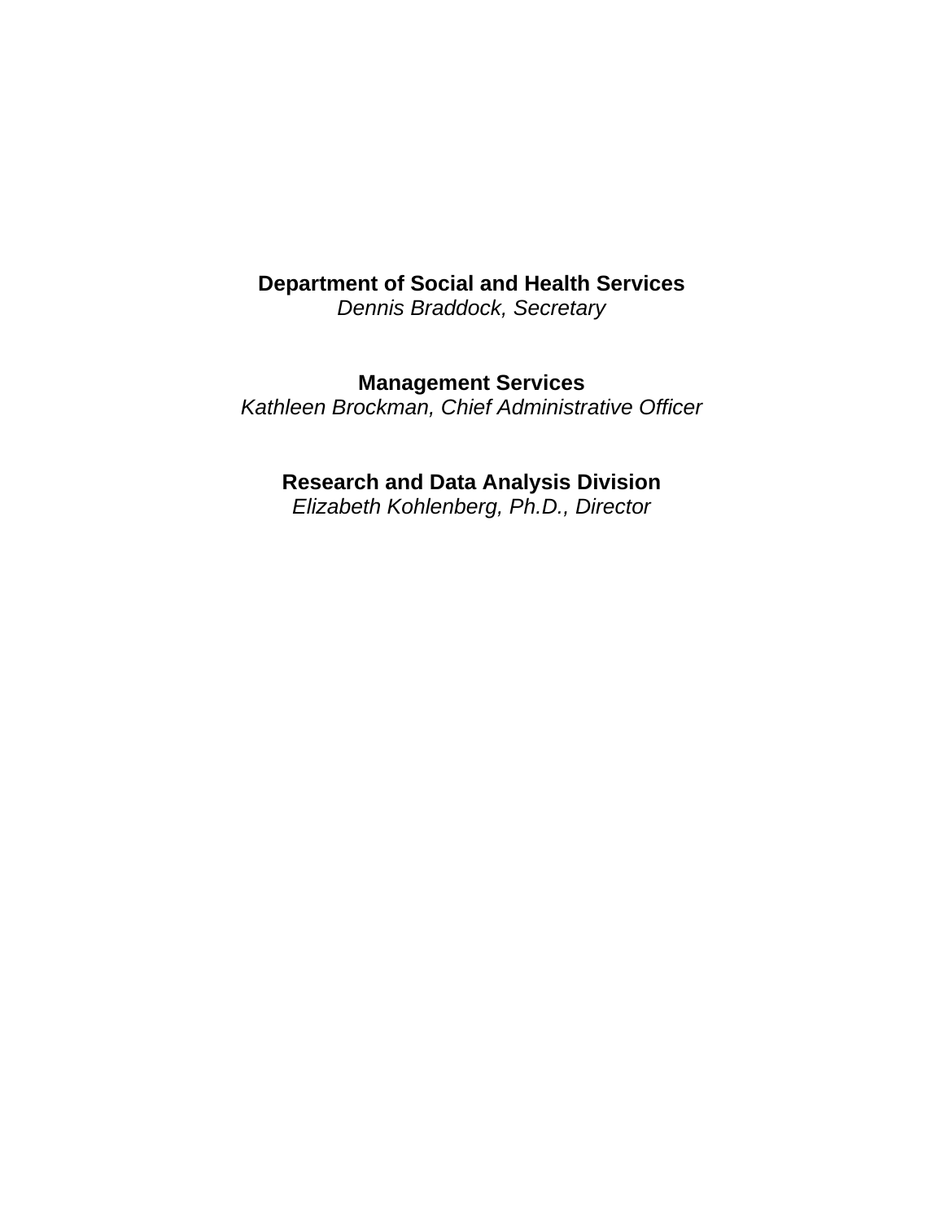**Department of Social and Health Services**
*Dennis Braddock, Secretary*

**Management Services**
*Kathleen Brockman, Chief Administrative Officer*

**Research and Data Analysis Division**
*Elizabeth Kohlenberg, Ph.D., Director*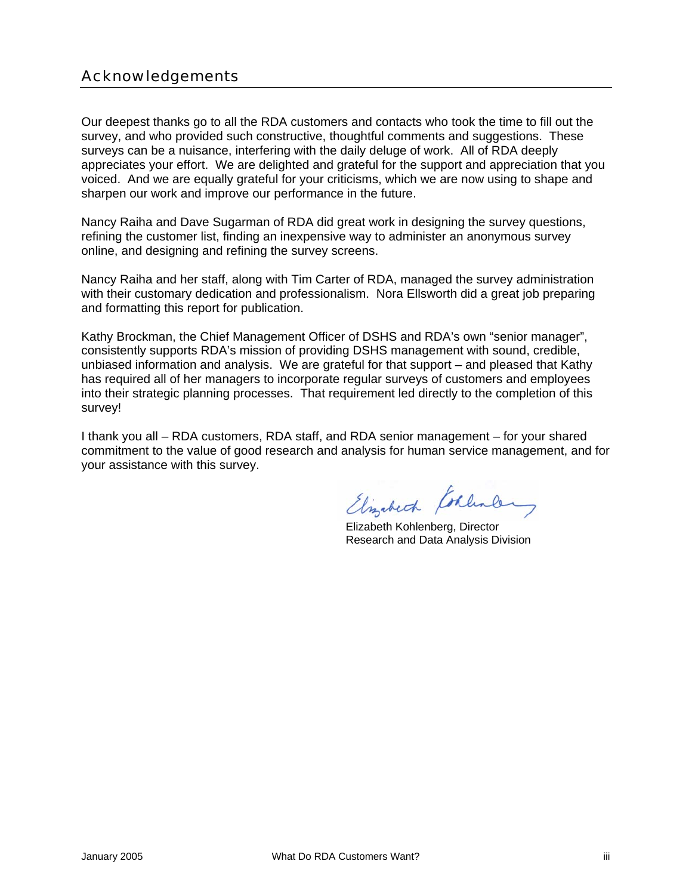## Acknowledgements

Our deepest thanks go to all the RDA customers and contacts who took the time to fill out the survey, and who provided such constructive, thoughtful comments and suggestions. These surveys can be a nuisance, interfering with the daily deluge of work. All of RDA deeply appreciates your effort. We are delighted and grateful for the support and appreciation that you voiced. And we are equally grateful for your criticisms, which we are now using to shape and sharpen our work and improve our performance in the future.

Nancy Raiha and Dave Sugarman of RDA did great work in designing the survey questions, refining the customer list, finding an inexpensive way to administer an anonymous survey online, and designing and refining the survey screens.

Nancy Raiha and her staff, along with Tim Carter of RDA, managed the survey administration with their customary dedication and professionalism. Nora Ellsworth did a great job preparing and formatting this report for publication.

Kathy Brockman, the Chief Management Officer of DSHS and RDA's own "senior manager", consistently supports RDA's mission of providing DSHS management with sound, credible, unbiased information and analysis. We are grateful for that support – and pleased that Kathy has required all of her managers to incorporate regular surveys of customers and employees into their strategic planning processes. That requirement led directly to the completion of this survey!

I thank you all – RDA customers, RDA staff, and RDA senior management – for your shared commitment to the value of good research and analysis for human service management, and for your assistance with this survey.

Elizabeth Kohlenberg, Director
Research and Data Analysis Division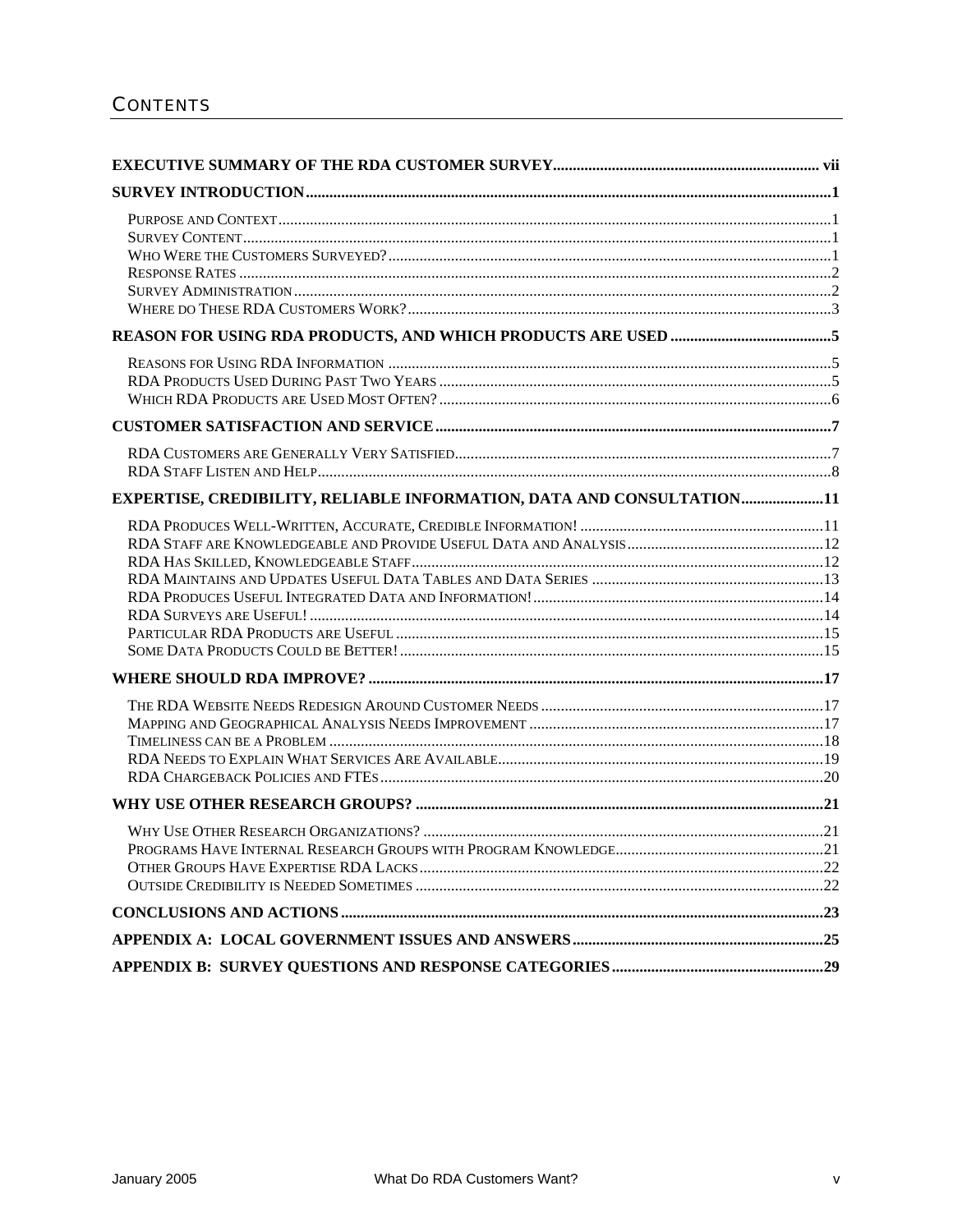# CONTENTS

**EXECUTIVE SUMMARY OF THE RDA CUSTOMER SURVEY** .......... vii

**SURVEY INTRODUCTION** .......... 1

- Purpose and Context .......... 1
- Survey Content .......... 1
- Who Were the Customers Surveyed? .......... 1
- Response Rates .......... 2
- Survey Administration .......... 2
- Where do These RDA Customers Work? .......... 3

**REASON FOR USING RDA PRODUCTS, AND WHICH PRODUCTS ARE USED** .......... 5

- Reasons for Using RDA Information .......... 5
- RDA Products Used During Past Two Years .......... 5
- Which RDA Products are Used Most Often? .......... 6

**CUSTOMER SATISFACTION AND SERVICE** .......... 7

- RDA Customers are Generally Very Satisfied .......... 7
- RDA Staff Listen and Help .......... 8

**EXPERTISE, CREDIBILITY, RELIABLE INFORMATION, DATA AND CONSULTATION** .......... 11

- RDA Produces Well-Written, Accurate, Credible Information! .......... 11
- RDA Staff are Knowledgeable and Provide Useful Data and Analysis .......... 12
- RDA Has Skilled, Knowledgeable Staff .......... 12
- RDA Maintains and Updates Useful Data Tables and Data Series .......... 13
- RDA Produces Useful Integrated Data and Information! .......... 14
- RDA Surveys are Useful! .......... 14
- Particular RDA Products are Useful .......... 15
- Some Data Products Could be Better! .......... 15

**WHERE SHOULD RDA IMPROVE?** .......... 17

- The RDA Website Needs Redesign Around Customer Needs .......... 17
- Mapping and Geographical Analysis Needs Improvement .......... 17
- Timeliness can be a Problem .......... 18
- RDA Needs to Explain What Services Are Available .......... 19
- RDA Chargeback Policies and FTEs .......... 20

**WHY USE OTHER RESEARCH GROUPS?** .......... 21

- Why Use Other Research Organizations? .......... 21
- Programs Have Internal Research Groups with Program Knowledge .......... 21
- Other Groups Have Expertise RDA Lacks .......... 22
- Outside Credibility is Needed Sometimes .......... 22

**CONCLUSIONS AND ACTIONS** .......... 23

**APPENDIX A: LOCAL GOVERNMENT ISSUES AND ANSWERS** .......... 25

**APPENDIX B: SURVEY QUESTIONS AND RESPONSE CATEGORIES** .......... 29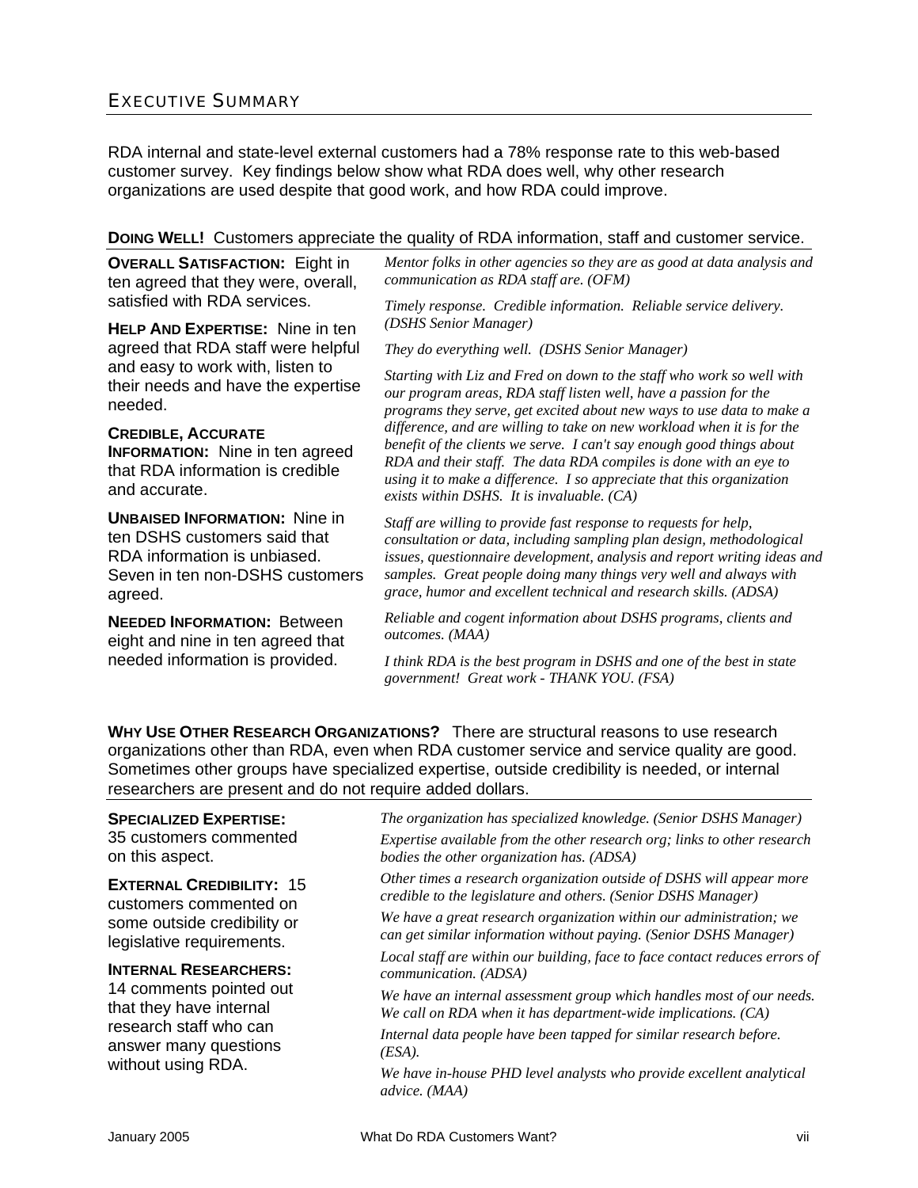## EXECUTIVE SUMMARY

RDA internal and state-level external customers had a 78% response rate to this web-based customer survey. Key findings below show what RDA does well, why other research organizations are used despite that good work, and how RDA could improve.

**DOING WELL!** Customers appreciate the quality of RDA information, staff and customer service.

**OVERALL SATISFACTION:** Eight in ten agreed that they were, overall, satisfied with RDA services.

**HELP AND EXPERTISE:** Nine in ten agreed that RDA staff were helpful and easy to work with, listen to their needs and have the expertise needed.

**CREDIBLE, ACCURATE INFORMATION:** Nine in ten agreed that RDA information is credible and accurate.

**UNBAISED INFORMATION:** Nine in ten DSHS customers said that RDA information is unbiased. Seven in ten non-DSHS customers agreed.

**NEEDED INFORMATION:** Between eight and nine in ten agreed that needed information is provided.

*Mentor folks in other agencies so they are as good at data analysis and communication as RDA staff are. (OFM)*

*Timely response. Credible information. Reliable service delivery. (DSHS Senior Manager)*

*They do everything well. (DSHS Senior Manager)*

*Starting with Liz and Fred on down to the staff who work so well with our program areas, RDA staff listen well, have a passion for the programs they serve, get excited about new ways to use data to make a difference, and are willing to take on new workload when it is for the benefit of the clients we serve. I can't say enough good things about RDA and their staff. The data RDA compiles is done with an eye to using it to make a difference. I so appreciate that this organization exists within DSHS. It is invaluable. (CA)*

*Staff are willing to provide fast response to requests for help, consultation or data, including sampling plan design, methodological issues, questionnaire development, analysis and report writing ideas and samples. Great people doing many things very well and always with grace, humor and excellent technical and research skills. (ADSA)*

*Reliable and cogent information about DSHS programs, clients and outcomes. (MAA)*

*I think RDA is the best program in DSHS and one of the best in state government! Great work - THANK YOU. (FSA)*

**WHY USE OTHER RESEARCH ORGANIZATIONS?** There are structural reasons to use research organizations other than RDA, even when RDA customer service and service quality are good. Sometimes other groups have specialized expertise, outside credibility is needed, or internal researchers are present and do not require added dollars.

**SPECIALIZED EXPERTISE:** 35 customers commented on this aspect.

**EXTERNAL CREDIBILITY:** 15 customers commented on some outside credibility or legislative requirements.

**INTERNAL RESEARCHERS:** 14 comments pointed out that they have internal research staff who can answer many questions without using RDA.

*The organization has specialized knowledge. (Senior DSHS Manager)*

*Expertise available from the other research org; links to other research bodies the other organization has. (ADSA)*

*Other times a research organization outside of DSHS will appear more credible to the legislature and others. (Senior DSHS Manager)*

*We have a great research organization within our administration; we can get similar information without paying. (Senior DSHS Manager)*

*Local staff are within our building, face to face contact reduces errors of communication. (ADSA)*

*We have an internal assessment group which handles most of our needs. We call on RDA when it has department-wide implications. (CA)*

*Internal data people have been tapped for similar research before. (ESA).*

*We have in-house PHD level analysts who provide excellent analytical advice. (MAA)*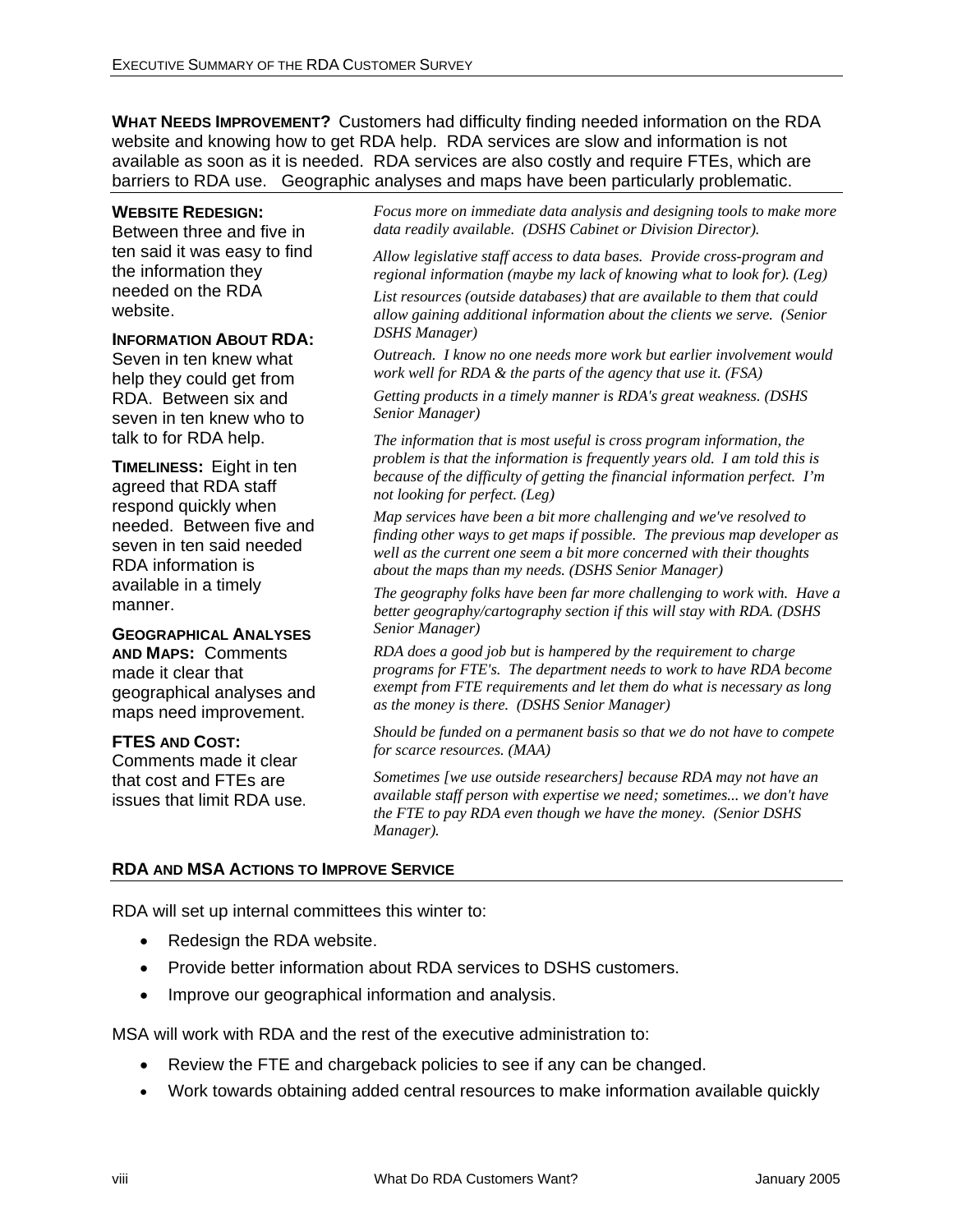**WHAT NEEDS IMPROVEMENT?** Customers had difficulty finding needed information on the RDA website and knowing how to get RDA help. RDA services are slow and information is not available as soon as it is needed. RDA services are also costly and require FTEs, which are barriers to RDA use. Geographic analyses and maps have been particularly problematic.

**WEBSITE REDESIGN:** Between three and five in ten said it was easy to find the information they needed on the RDA website.

**INFORMATION ABOUT RDA:** Seven in ten knew what help they could get from RDA. Between six and seven in ten knew who to talk to for RDA help.

**TIMELINESS:** Eight in ten agreed that RDA staff respond quickly when needed. Between five and seven in ten said needed RDA information is available in a timely manner.

**GEOGRAPHICAL ANALYSES AND MAPS:** Comments made it clear that geographical analyses and maps need improvement.

**FTES AND COST:** Comments made it clear that cost and FTEs are issues that limit RDA use.

*Focus more on immediate data analysis and designing tools to make more data readily available. (DSHS Cabinet or Division Director).*

*Allow legislative staff access to data bases. Provide cross-program and regional information (maybe my lack of knowing what to look for). (Leg)*

*List resources (outside databases) that are available to them that could allow gaining additional information about the clients we serve. (Senior DSHS Manager)*

*Outreach. I know no one needs more work but earlier involvement would work well for RDA & the parts of the agency that use it. (FSA)*

*Getting products in a timely manner is RDA's great weakness. (DSHS Senior Manager)*

*The information that is most useful is cross program information, the problem is that the information is frequently years old. I am told this is because of the difficulty of getting the financial information perfect. I'm not looking for perfect. (Leg)*

*Map services have been a bit more challenging and we've resolved to finding other ways to get maps if possible. The previous map developer as well as the current one seem a bit more concerned with their thoughts about the maps than my needs. (DSHS Senior Manager)*

*The geography folks have been far more challenging to work with. Have a better geography/cartography section if this will stay with RDA. (DSHS Senior Manager)*

*RDA does a good job but is hampered by the requirement to charge programs for FTE's. The department needs to work to have RDA become exempt from FTE requirements and let them do what is necessary as long as the money is there. (DSHS Senior Manager)*

*Should be funded on a permanent basis so that we do not have to compete for scarce resources. (MAA)*

*Sometimes [we use outside researchers] because RDA may not have an available staff person with expertise we need; sometimes... we don't have the FTE to pay RDA even though we have the money. (Senior DSHS Manager).*

## RDA AND MSA ACTIONS TO IMPROVE SERVICE

RDA will set up internal committees this winter to:

- Redesign the RDA website.
- Provide better information about RDA services to DSHS customers.
- Improve our geographical information and analysis.

MSA will work with RDA and the rest of the executive administration to:

- Review the FTE and chargeback policies to see if any can be changed.
- Work towards obtaining added central resources to make information available quickly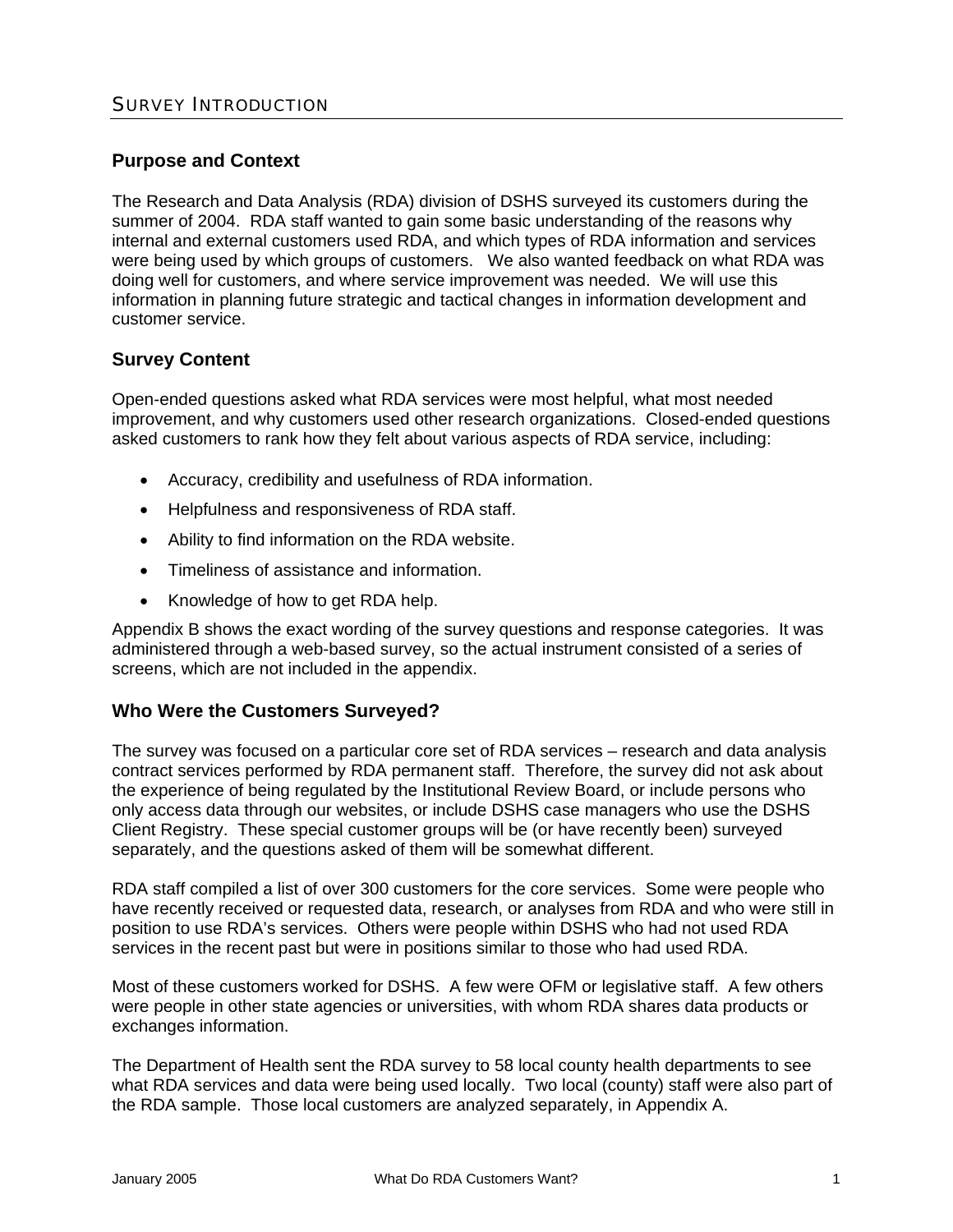# Survey Introduction

## Purpose and Context

The Research and Data Analysis (RDA) division of DSHS surveyed its customers during the summer of 2004. RDA staff wanted to gain some basic understanding of the reasons why internal and external customers used RDA, and which types of RDA information and services were being used by which groups of customers. We also wanted feedback on what RDA was doing well for customers, and where service improvement was needed. We will use this information in planning future strategic and tactical changes in information development and customer service.

## Survey Content

Open-ended questions asked what RDA services were most helpful, what most needed improvement, and why customers used other research organizations. Closed-ended questions asked customers to rank how they felt about various aspects of RDA service, including:

- Accuracy, credibility and usefulness of RDA information.
- Helpfulness and responsiveness of RDA staff.
- Ability to find information on the RDA website.
- Timeliness of assistance and information.
- Knowledge of how to get RDA help.

Appendix B shows the exact wording of the survey questions and response categories. It was administered through a web-based survey, so the actual instrument consisted of a series of screens, which are not included in the appendix.

## Who Were the Customers Surveyed?

The survey was focused on a particular core set of RDA services – research and data analysis contract services performed by RDA permanent staff. Therefore, the survey did not ask about the experience of being regulated by the Institutional Review Board, or include persons who only access data through our websites, or include DSHS case managers who use the DSHS Client Registry. These special customer groups will be (or have recently been) surveyed separately, and the questions asked of them will be somewhat different.

RDA staff compiled a list of over 300 customers for the core services. Some were people who have recently received or requested data, research, or analyses from RDA and who were still in position to use RDA's services. Others were people within DSHS who had not used RDA services in the recent past but were in positions similar to those who had used RDA.

Most of these customers worked for DSHS. A few were OFM or legislative staff. A few others were people in other state agencies or universities, with whom RDA shares data products or exchanges information.

The Department of Health sent the RDA survey to 58 local county health departments to see what RDA services and data were being used locally. Two local (county) staff were also part of the RDA sample. Those local customers are analyzed separately, in Appendix A.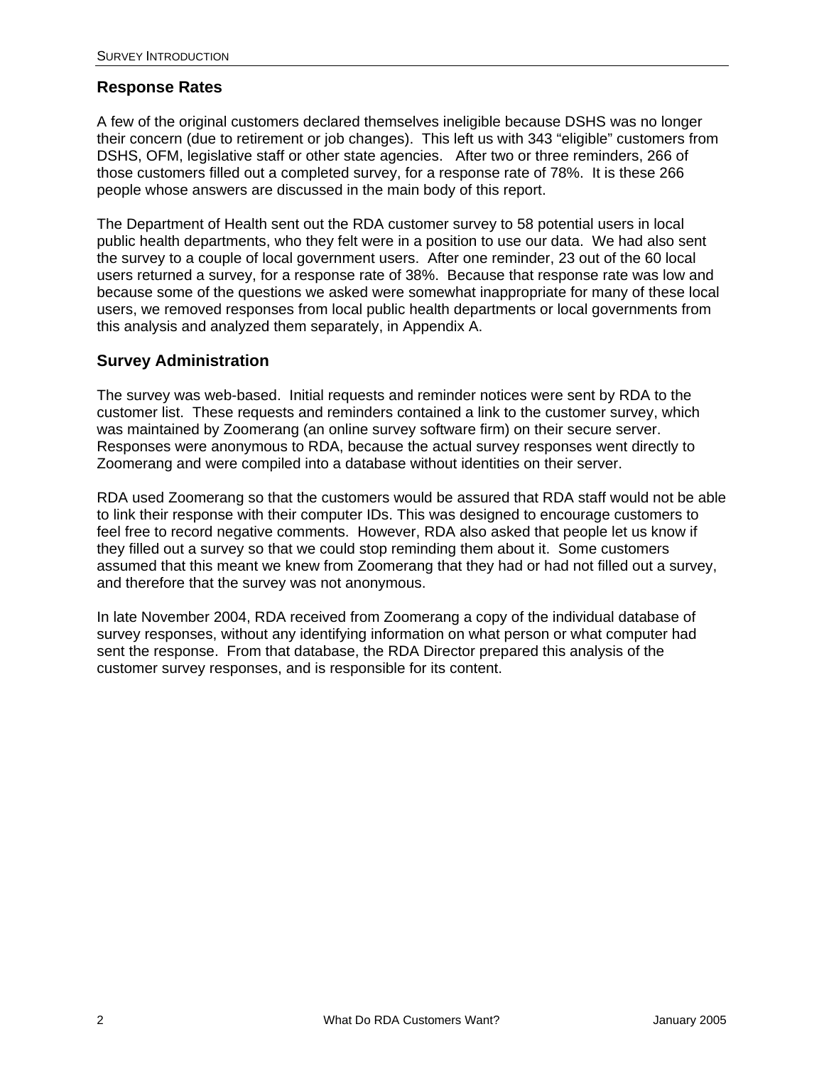## Response Rates

A few of the original customers declared themselves ineligible because DSHS was no longer their concern (due to retirement or job changes). This left us with 343 "eligible" customers from DSHS, OFM, legislative staff or other state agencies. After two or three reminders, 266 of those customers filled out a completed survey, for a response rate of 78%. It is these 266 people whose answers are discussed in the main body of this report.

The Department of Health sent out the RDA customer survey to 58 potential users in local public health departments, who they felt were in a position to use our data. We had also sent the survey to a couple of local government users. After one reminder, 23 out of the 60 local users returned a survey, for a response rate of 38%. Because that response rate was low and because some of the questions we asked were somewhat inappropriate for many of these local users, we removed responses from local public health departments or local governments from this analysis and analyzed them separately, in Appendix A.

## Survey Administration

The survey was web-based. Initial requests and reminder notices were sent by RDA to the customer list. These requests and reminders contained a link to the customer survey, which was maintained by Zoomerang (an online survey software firm) on their secure server. Responses were anonymous to RDA, because the actual survey responses went directly to Zoomerang and were compiled into a database without identities on their server.

RDA used Zoomerang so that the customers would be assured that RDA staff would not be able to link their response with their computer IDs. This was designed to encourage customers to feel free to record negative comments. However, RDA also asked that people let us know if they filled out a survey so that we could stop reminding them about it. Some customers assumed that this meant we knew from Zoomerang that they had or had not filled out a survey, and therefore that the survey was not anonymous.

In late November 2004, RDA received from Zoomerang a copy of the individual database of survey responses, without any identifying information on what person or what computer had sent the response. From that database, the RDA Director prepared this analysis of the customer survey responses, and is responsible for its content.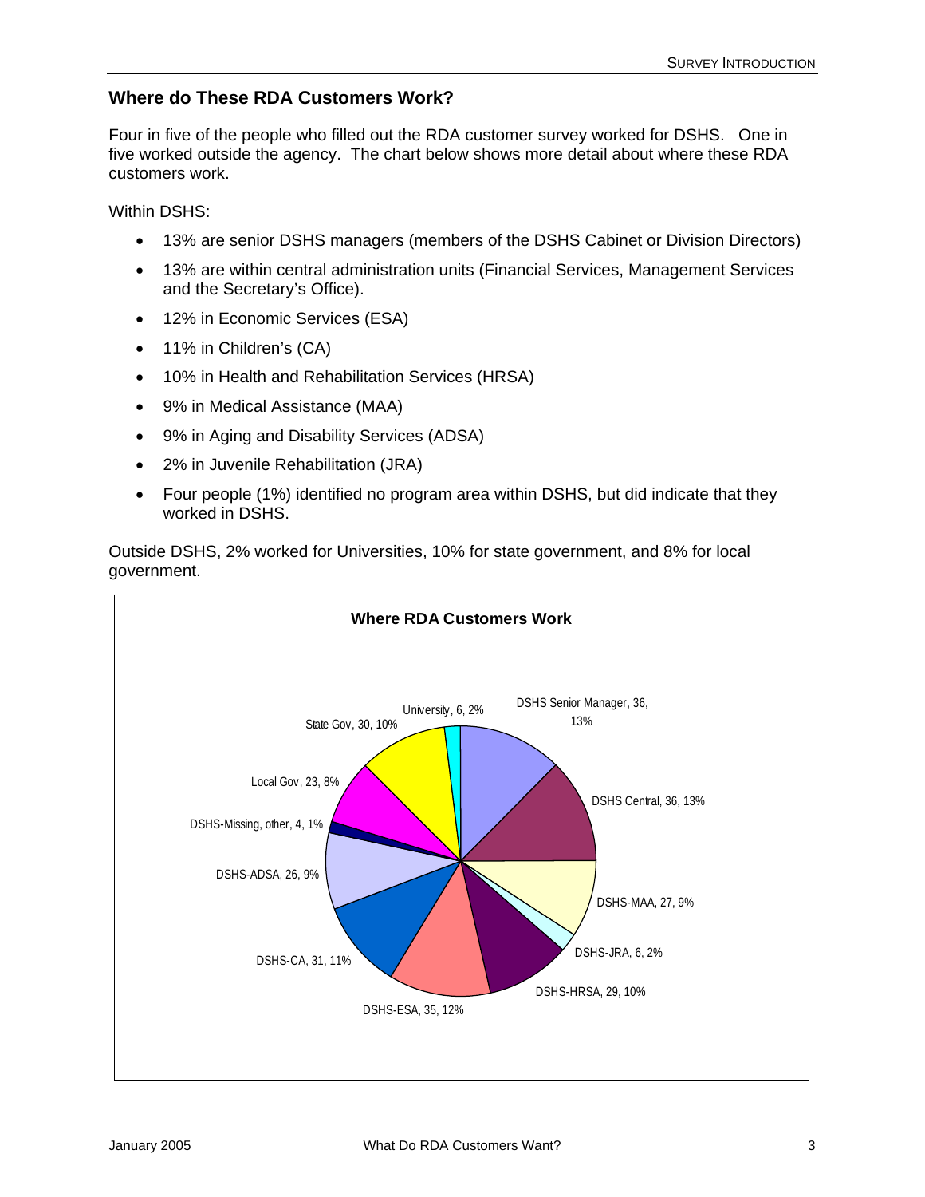## Where do These RDA Customers Work?

Four in five of the people who filled out the RDA customer survey worked for DSHS. One in five worked outside the agency. The chart below shows more detail about where these RDA customers work.

Within DSHS:

- 13% are senior DSHS managers (members of the DSHS Cabinet or Division Directors)
- 13% are within central administration units (Financial Services, Management Services and the Secretary's Office).
- 12% in Economic Services (ESA)
- 11% in Children's (CA)
- 10% in Health and Rehabilitation Services (HRSA)
- 9% in Medical Assistance (MAA)
- 9% in Aging and Disability Services (ADSA)
- 2% in Juvenile Rehabilitation (JRA)
- Four people (1%) identified no program area within DSHS, but did indicate that they worked in DSHS.

Outside DSHS, 2% worked for Universities, 10% for state government, and 8% for local government.

**Where RDA Customers Work**

DSHS Senior Manager, 36, 13%
DSHS Central, 36, 13%
DSHS-MAA, 27, 9%
DSHS-JRA, 6, 2%
DSHS-HRSA, 29, 10%
DSHS-ESA, 35, 12%
DSHS-CA, 31, 11%
DSHS-ADSA, 26, 9%
DSHS-Missing, other, 4, 1%
Local Gov, 23, 8%
State Gov, 30, 10%
University, 6, 2%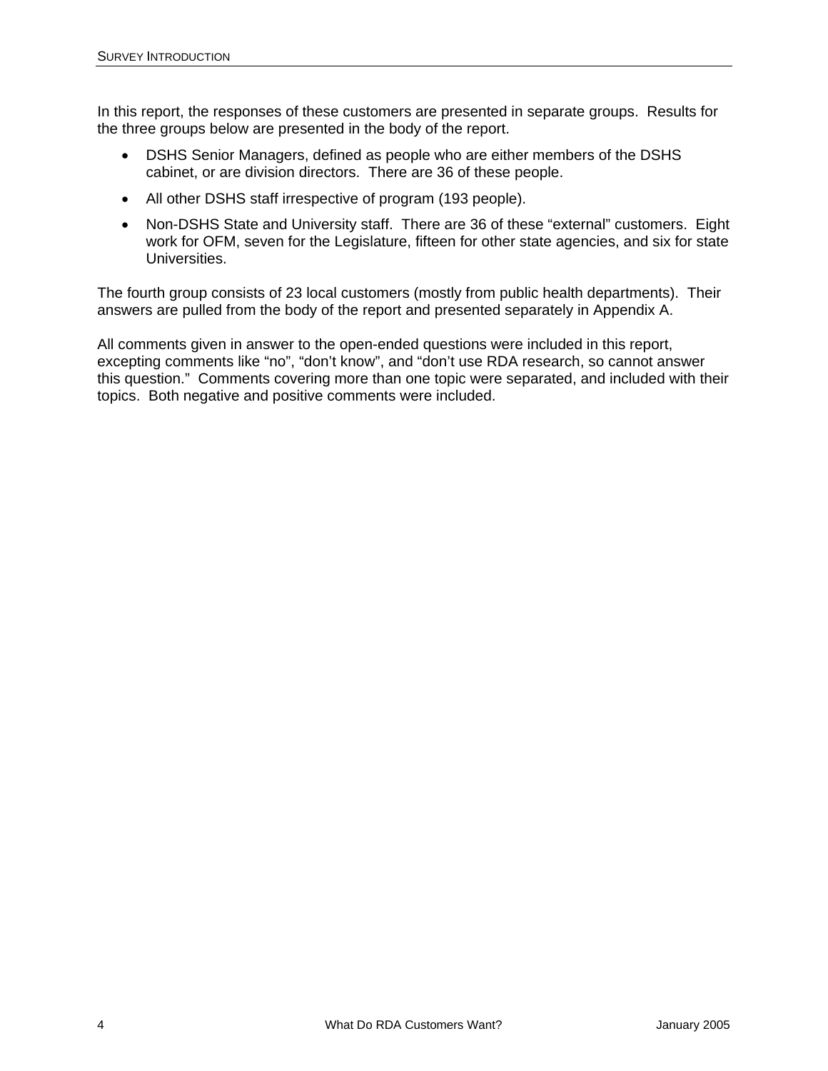In this report, the responses of these customers are presented in separate groups. Results for the three groups below are presented in the body of the report.

- DSHS Senior Managers, defined as people who are either members of the DSHS cabinet, or are division directors. There are 36 of these people.
- All other DSHS staff irrespective of program (193 people).
- Non-DSHS State and University staff. There are 36 of these "external" customers. Eight work for OFM, seven for the Legislature, fifteen for other state agencies, and six for state Universities.

The fourth group consists of 23 local customers (mostly from public health departments). Their answers are pulled from the body of the report and presented separately in Appendix A.

All comments given in answer to the open-ended questions were included in this report, excepting comments like "no", "don't know", and "don't use RDA research, so cannot answer this question." Comments covering more than one topic were separated, and included with their topics. Both negative and positive comments were included.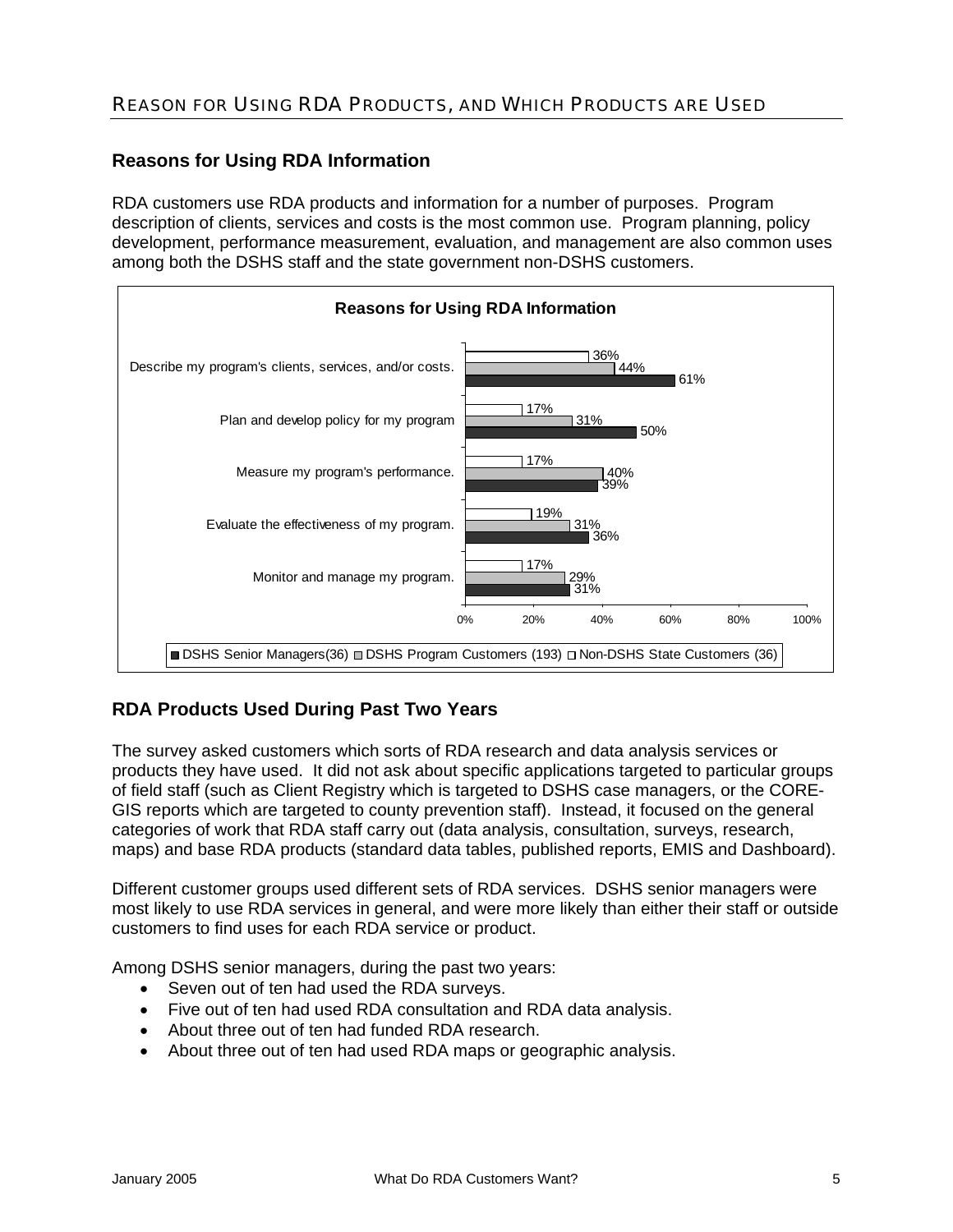## Reason for Using RDA Products, and Which Products are Used

### Reasons for Using RDA Information

RDA customers use RDA products and information for a number of purposes. Program description of clients, services and costs is the most common use. Program planning, policy development, performance measurement, evaluation, and management are also common uses among both the DSHS staff and the state government non-DSHS customers.

**Reasons for Using RDA Information**

| | DSHS Senior Managers(36) | DSHS Program Customers (193) | Non-DSHS State Customers (36) |
|---|---|---|---|
| Describe my program's clients, services, and/or costs. | 61% | 44% | 36% |
| Plan and develop policy for my program | 50% | 31% | 17% |
| Measure my program's performance. | 39% | 40% | 17% |
| Evaluate the effectiveness of my program. | 36% | 31% | 19% |
| Monitor and manage my program. | 31% | 29% | 17% |

### RDA Products Used During Past Two Years

The survey asked customers which sorts of RDA research and data analysis services or products they have used. It did not ask about specific applications targeted to particular groups of field staff (such as Client Registry which is targeted to DSHS case managers, or the CORE-GIS reports which are targeted to county prevention staff). Instead, it focused on the general categories of work that RDA staff carry out (data analysis, consultation, surveys, research, maps) and base RDA products (standard data tables, published reports, EMIS and Dashboard).

Different customer groups used different sets of RDA services. DSHS senior managers were most likely to use RDA services in general, and were more likely than either their staff or outside customers to find uses for each RDA service or product.

Among DSHS senior managers, during the past two years:

- Seven out of ten had used the RDA surveys.
- Five out of ten had used RDA consultation and RDA data analysis.
- About three out of ten had funded RDA research.
- About three out of ten had used RDA maps or geographic analysis.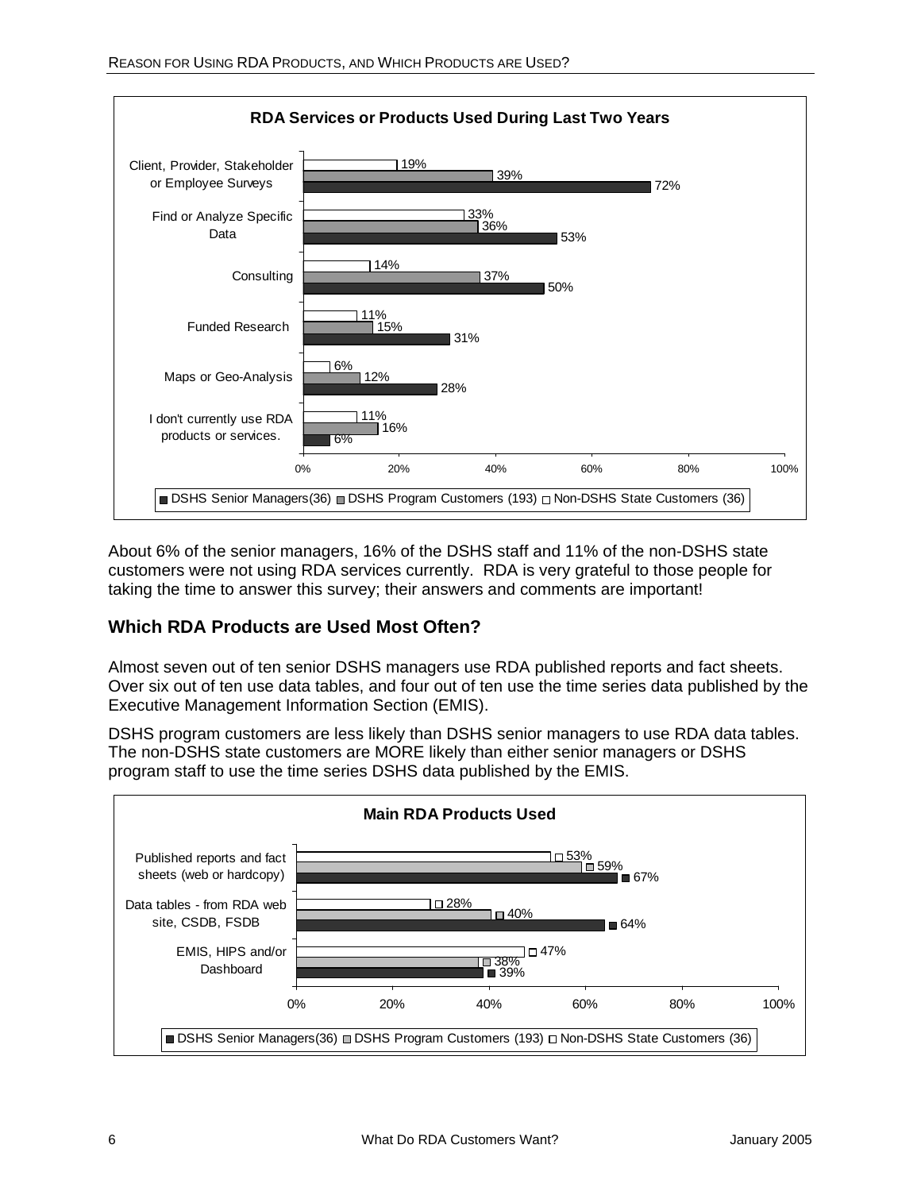**RDA Services or Products Used During Last Two Years**

| | DSHS Senior Managers (36) | DSHS Program Customers (193) | Non-DSHS State Customers (36) |
|---|---|---|---|
| Client, Provider, Stakeholder or Employee Surveys | 72% | 39% | 19% |
| Find or Analyze Specific Data | 53% | 36% | 33% |
| Consulting | 50% | 37% | 14% |
| Funded Research | 31% | 15% | 11% |
| Maps or Geo-Analysis | 28% | 12% | 6% |
| I don't currently use RDA products or services. | 6% | 16% | 11% |

About 6% of the senior managers, 16% of the DSHS staff and 11% of the non-DSHS state customers were not using RDA services currently. RDA is very grateful to those people for taking the time to answer this survey; their answers and comments are important!

## Which RDA Products are Used Most Often?

Almost seven out of ten senior DSHS managers use RDA published reports and fact sheets. Over six out of ten use data tables, and four out of ten use the time series data published by the Executive Management Information Section (EMIS).

DSHS program customers are less likely than DSHS senior managers to use RDA data tables. The non-DSHS state customers are MORE likely than either senior managers or DSHS program staff to use the time series DSHS data published by the EMIS.

**Main RDA Products Used**

| | DSHS Senior Managers (36) | DSHS Program Customers (193) | Non-DSHS State Customers (36) |
|---|---|---|---|
| Published reports and fact sheets (web or hardcopy) | 67% | 59% | 53% |
| Data tables - from RDA web site, CSDB, FSDB | 64% | 40% | 28% |
| EMIS, HIPS and/or Dashboard | 39% | 38% | 47% |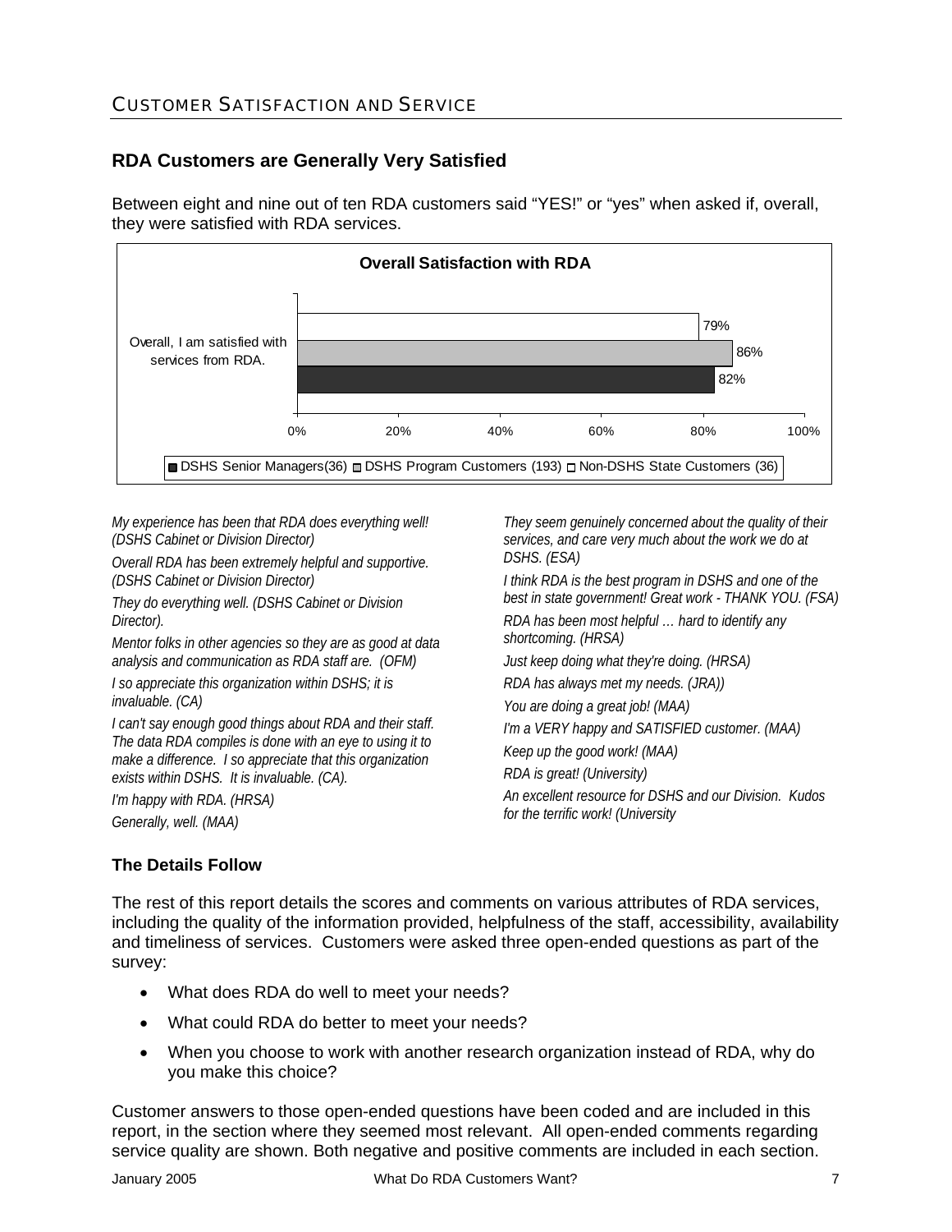## CUSTOMER SATISFACTION AND SERVICE

### RDA Customers are Generally Very Satisfied

Between eight and nine out of ten RDA customers said "YES!" or "yes" when asked if, overall, they were satisfied with RDA services.

**Overall Satisfaction with RDA**

| | DSHS Senior Managers(36) | DSHS Program Customers (193) | Non-DSHS State Customers (36) |
|---|---|---|---|
| Overall, I am satisfied with services from RDA. | 82% | 86% | 79% |

*My experience has been that RDA does everything well! (DSHS Cabinet or Division Director)*

*Overall RDA has been extremely helpful and supportive. (DSHS Cabinet or Division Director)*

*They do everything well. (DSHS Cabinet or Division Director).*

*Mentor folks in other agencies so they are as good at data analysis and communication as RDA staff are. (OFM)*

*I so appreciate this organization within DSHS; it is invaluable. (CA)*

*I can't say enough good things about RDA and their staff. The data RDA compiles is done with an eye to using it to make a difference. I so appreciate that this organization exists within DSHS. It is invaluable. (CA).*

*I'm happy with RDA. (HRSA)*

*Generally, well. (MAA)*

*They seem genuinely concerned about the quality of their services, and care very much about the work we do at DSHS. (ESA)*

*I think RDA is the best program in DSHS and one of the best in state government! Great work - THANK YOU. (FSA)*

*RDA has been most helpful … hard to identify any shortcoming. (HRSA)*

*Just keep doing what they're doing. (HRSA)*

*RDA has always met my needs. (JRA))*

*You are doing a great job! (MAA)*

*I'm a VERY happy and SATISFIED customer. (MAA)*

*Keep up the good work! (MAA)*

*RDA is great! (University)*

*An excellent resource for DSHS and our Division. Kudos for the terrific work! (University*

### The Details Follow

The rest of this report details the scores and comments on various attributes of RDA services, including the quality of the information provided, helpfulness of the staff, accessibility, availability and timeliness of services. Customers were asked three open-ended questions as part of the survey:

- What does RDA do well to meet your needs?
- What could RDA do better to meet your needs?
- When you choose to work with another research organization instead of RDA, why do you make this choice?

Customer answers to those open-ended questions have been coded and are included in this report, in the section where they seemed most relevant. All open-ended comments regarding service quality are shown. Both negative and positive comments are included in each section.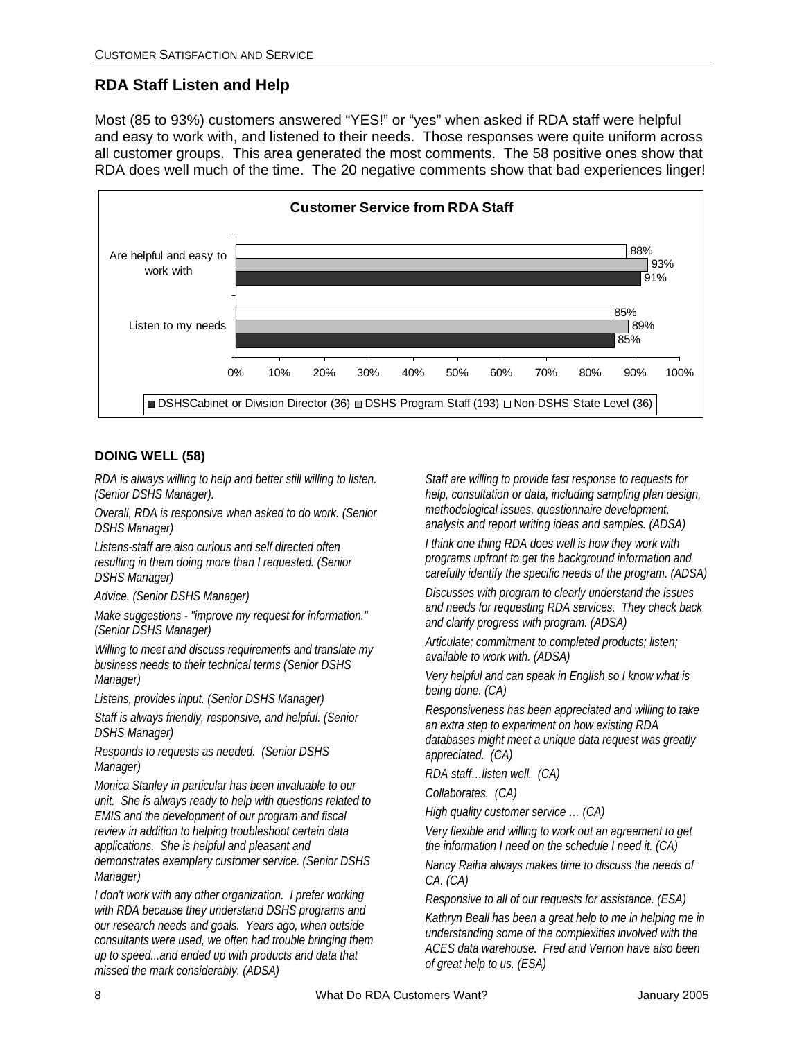## RDA Staff Listen and Help

Most (85 to 93%) customers answered "YES!" or "yes" when asked if RDA staff were helpful and easy to work with, and listened to their needs. Those responses were quite uniform across all customer groups. This area generated the most comments. The 58 positive ones show that RDA does well much of the time. The 20 negative comments show that bad experiences linger!

**Customer Service from RDA Staff**

| | DSHSCabinet or Division Director (36) | DSHS Program Staff (193) | Non-DSHS State Level (36) |
|---|---|---|---|
| Are helpful and easy to work with | 91% | 93% | 88% |
| Listen to my needs | 85% | 89% | 85% |

### DOING WELL (58)

*RDA is always willing to help and better still willing to listen. (Senior DSHS Manager).*

*Overall, RDA is responsive when asked to do work. (Senior DSHS Manager)*

*Listens-staff are also curious and self directed often resulting in them doing more than I requested. (Senior DSHS Manager)*

*Advice. (Senior DSHS Manager)*

*Make suggestions - "improve my request for information." (Senior DSHS Manager)*

*Willing to meet and discuss requirements and translate my business needs to their technical terms (Senior DSHS Manager)*

*Listens, provides input. (Senior DSHS Manager)*

*Staff is always friendly, responsive, and helpful. (Senior DSHS Manager)*

*Responds to requests as needed. (Senior DSHS Manager)*

*Monica Stanley in particular has been invaluable to our unit. She is always ready to help with questions related to EMIS and the development of our program and fiscal review in addition to helping troubleshoot certain data applications. She is helpful and pleasant and demonstrates exemplary customer service. (Senior DSHS Manager)*

*I don't work with any other organization. I prefer working with RDA because they understand DSHS programs and our research needs and goals. Years ago, when outside consultants were used, we often had trouble bringing them up to speed...and ended up with products and data that missed the mark considerably. (ADSA)*

*Staff are willing to provide fast response to requests for help, consultation or data, including sampling plan design, methodological issues, questionnaire development, analysis and report writing ideas and samples. (ADSA)*

*I think one thing RDA does well is how they work with programs upfront to get the background information and carefully identify the specific needs of the program. (ADSA)*

*Discusses with program to clearly understand the issues and needs for requesting RDA services. They check back and clarify progress with program. (ADSA)*

*Articulate; commitment to completed products; listen; available to work with. (ADSA)*

*Very helpful and can speak in English so I know what is being done. (CA)*

*Responsiveness has been appreciated and willing to take an extra step to experiment on how existing RDA databases might meet a unique data request was greatly appreciated. (CA)*

*RDA staff…listen well. (CA)*

*Collaborates. (CA)*

*High quality customer service … (CA)*

*Very flexible and willing to work out an agreement to get the information I need on the schedule I need it. (CA)*

*Nancy Raiha always makes time to discuss the needs of CA. (CA)*

*Responsive to all of our requests for assistance. (ESA)*

*Kathryn Beall has been a great help to me in helping me in understanding some of the complexities involved with the ACES data warehouse. Fred and Vernon have also been of great help to us. (ESA)*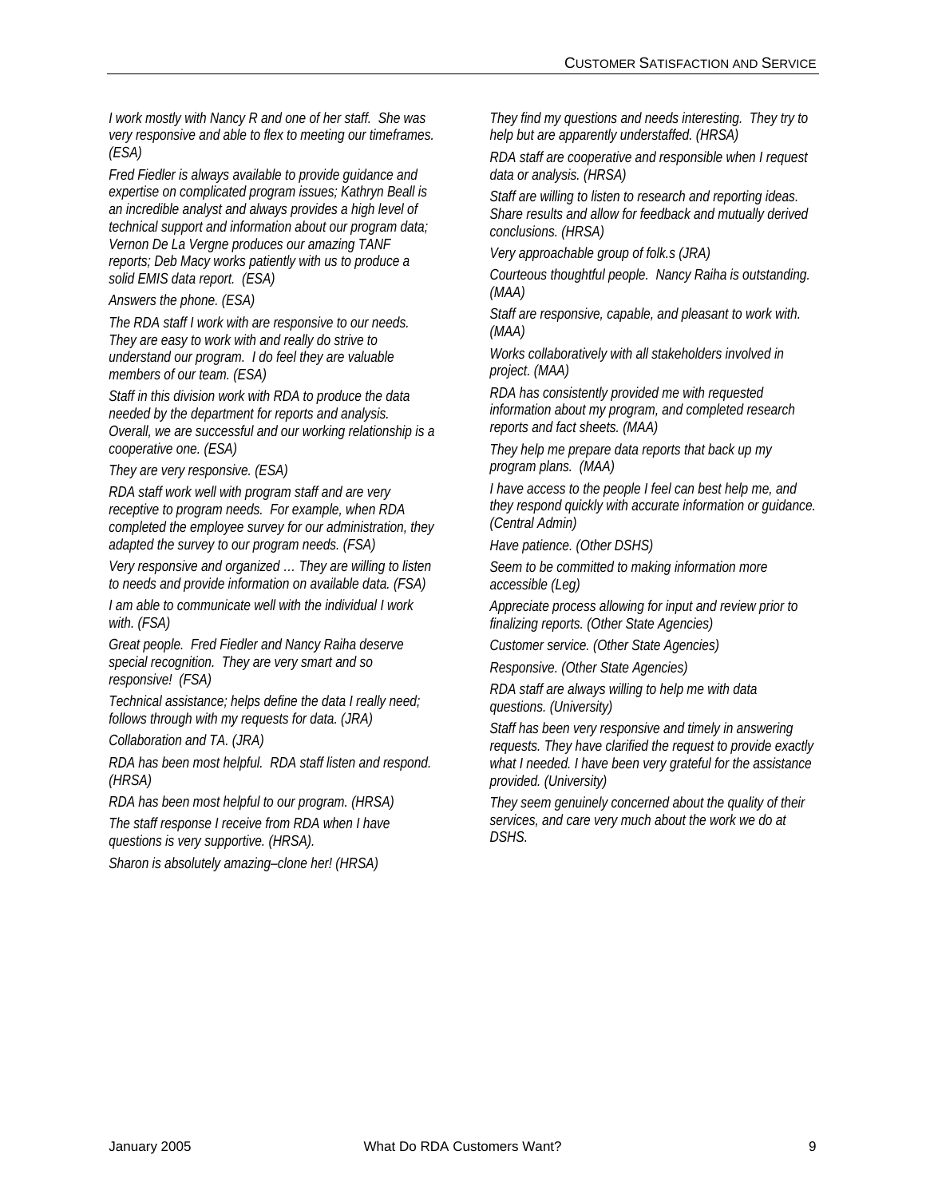*I work mostly with Nancy R and one of her staff. She was very responsive and able to flex to meeting our timeframes. (ESA)*

*Fred Fiedler is always available to provide guidance and expertise on complicated program issues; Kathryn Beall is an incredible analyst and always provides a high level of technical support and information about our program data; Vernon De La Vergne produces our amazing TANF reports; Deb Macy works patiently with us to produce a solid EMIS data report. (ESA)*

*Answers the phone. (ESA)*

*The RDA staff I work with are responsive to our needs. They are easy to work with and really do strive to understand our program. I do feel they are valuable members of our team. (ESA)*

*Staff in this division work with RDA to produce the data needed by the department for reports and analysis. Overall, we are successful and our working relationship is a cooperative one. (ESA)*

*They are very responsive. (ESA)*

*RDA staff work well with program staff and are very receptive to program needs. For example, when RDA completed the employee survey for our administration, they adapted the survey to our program needs. (FSA)*

*Very responsive and organized … They are willing to listen to needs and provide information on available data. (FSA)*

*I am able to communicate well with the individual I work with. (FSA)*

*Great people. Fred Fiedler and Nancy Raiha deserve special recognition. They are very smart and so responsive! (FSA)*

*Technical assistance; helps define the data I really need; follows through with my requests for data. (JRA)*

*Collaboration and TA. (JRA)*

*RDA has been most helpful. RDA staff listen and respond. (HRSA)*

*RDA has been most helpful to our program. (HRSA)*

*The staff response I receive from RDA when I have questions is very supportive. (HRSA).*

*Sharon is absolutely amazing–clone her! (HRSA)*

*They find my questions and needs interesting. They try to help but are apparently understaffed. (HRSA)*

*RDA staff are cooperative and responsible when I request data or analysis. (HRSA)*

*Staff are willing to listen to research and reporting ideas. Share results and allow for feedback and mutually derived conclusions. (HRSA)*

*Very approachable group of folk.s (JRA)*

*Courteous thoughtful people. Nancy Raiha is outstanding. (MAA)*

*Staff are responsive, capable, and pleasant to work with. (MAA)*

*Works collaboratively with all stakeholders involved in project. (MAA)*

*RDA has consistently provided me with requested information about my program, and completed research reports and fact sheets. (MAA)*

*They help me prepare data reports that back up my program plans. (MAA)*

*I have access to the people I feel can best help me, and they respond quickly with accurate information or guidance. (Central Admin)*

*Have patience. (Other DSHS)*

*Seem to be committed to making information more accessible (Leg)*

*Appreciate process allowing for input and review prior to finalizing reports. (Other State Agencies)*

*Customer service. (Other State Agencies)*

*Responsive. (Other State Agencies)*

*RDA staff are always willing to help me with data questions. (University)*

*Staff has been very responsive and timely in answering requests. They have clarified the request to provide exactly what I needed. I have been very grateful for the assistance provided. (University)*

*They seem genuinely concerned about the quality of their services, and care very much about the work we do at DSHS.*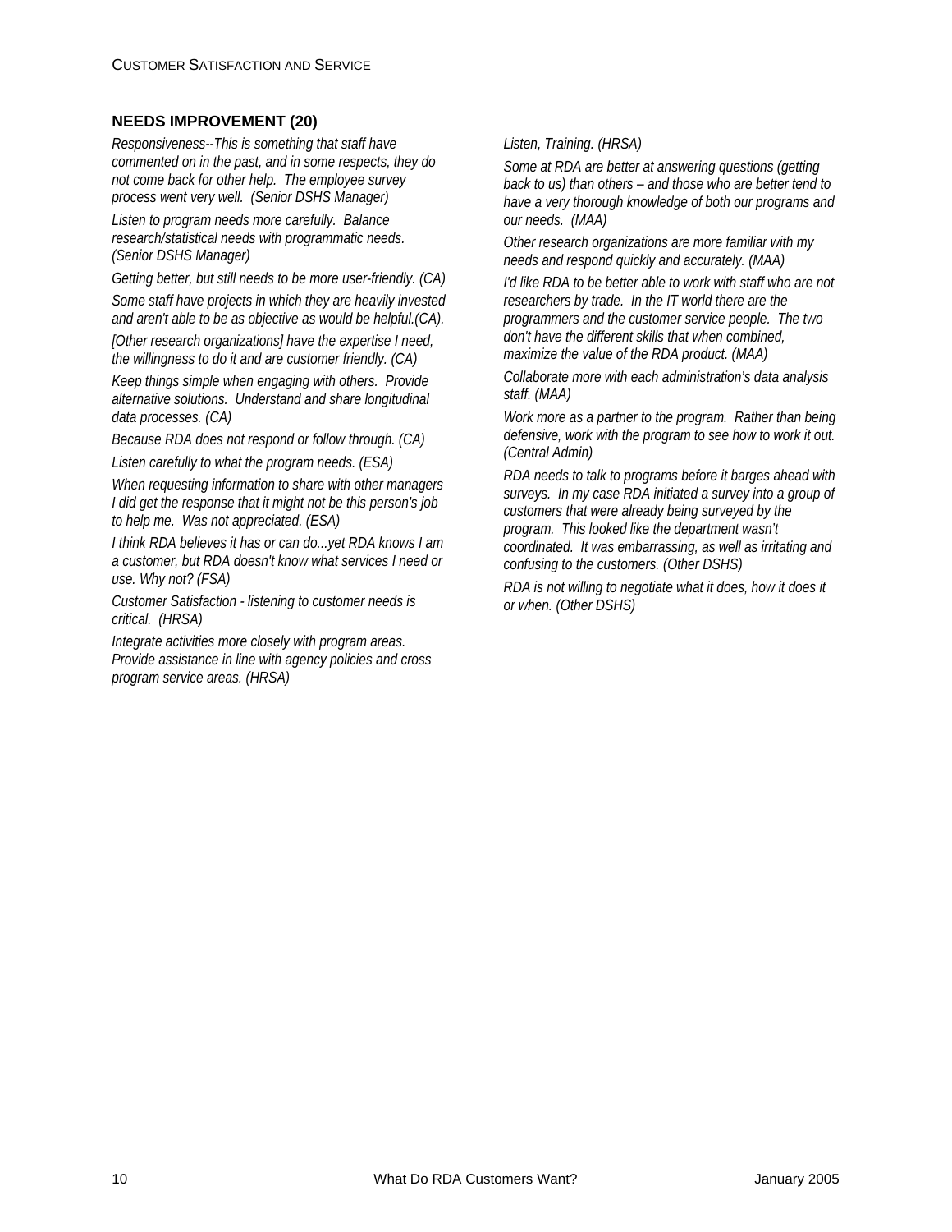### NEEDS IMPROVEMENT (20)

*Responsiveness--This is something that staff have commented on in the past, and in some respects, they do not come back for other help. The employee survey process went very well. (Senior DSHS Manager)*

*Listen to program needs more carefully. Balance research/statistical needs with programmatic needs. (Senior DSHS Manager)*

*Getting better, but still needs to be more user-friendly. (CA)*

*Some staff have projects in which they are heavily invested and aren't able to be as objective as would be helpful.(CA).*

*[Other research organizations] have the expertise I need, the willingness to do it and are customer friendly. (CA)*

*Keep things simple when engaging with others. Provide alternative solutions. Understand and share longitudinal data processes. (CA)*

*Because RDA does not respond or follow through. (CA)*

*Listen carefully to what the program needs. (ESA)*

*When requesting information to share with other managers I did get the response that it might not be this person's job to help me. Was not appreciated. (ESA)*

*I think RDA believes it has or can do...yet RDA knows I am a customer, but RDA doesn't know what services I need or use. Why not? (FSA)*

*Customer Satisfaction - listening to customer needs is critical. (HRSA)*

*Integrate activities more closely with program areas. Provide assistance in line with agency policies and cross program service areas. (HRSA)*

*Listen, Training. (HRSA)*

*Some at RDA are better at answering questions (getting back to us) than others – and those who are better tend to have a very thorough knowledge of both our programs and our needs. (MAA)*

*Other research organizations are more familiar with my needs and respond quickly and accurately. (MAA)*

*I'd like RDA to be better able to work with staff who are not researchers by trade. In the IT world there are the programmers and the customer service people. The two don't have the different skills that when combined, maximize the value of the RDA product. (MAA)*

*Collaborate more with each administration's data analysis staff. (MAA)*

*Work more as a partner to the program. Rather than being defensive, work with the program to see how to work it out. (Central Admin)*

*RDA needs to talk to programs before it barges ahead with surveys. In my case RDA initiated a survey into a group of customers that were already being surveyed by the program. This looked like the department wasn't coordinated. It was embarrassing, as well as irritating and confusing to the customers. (Other DSHS)*

*RDA is not willing to negotiate what it does, how it does it or when. (Other DSHS)*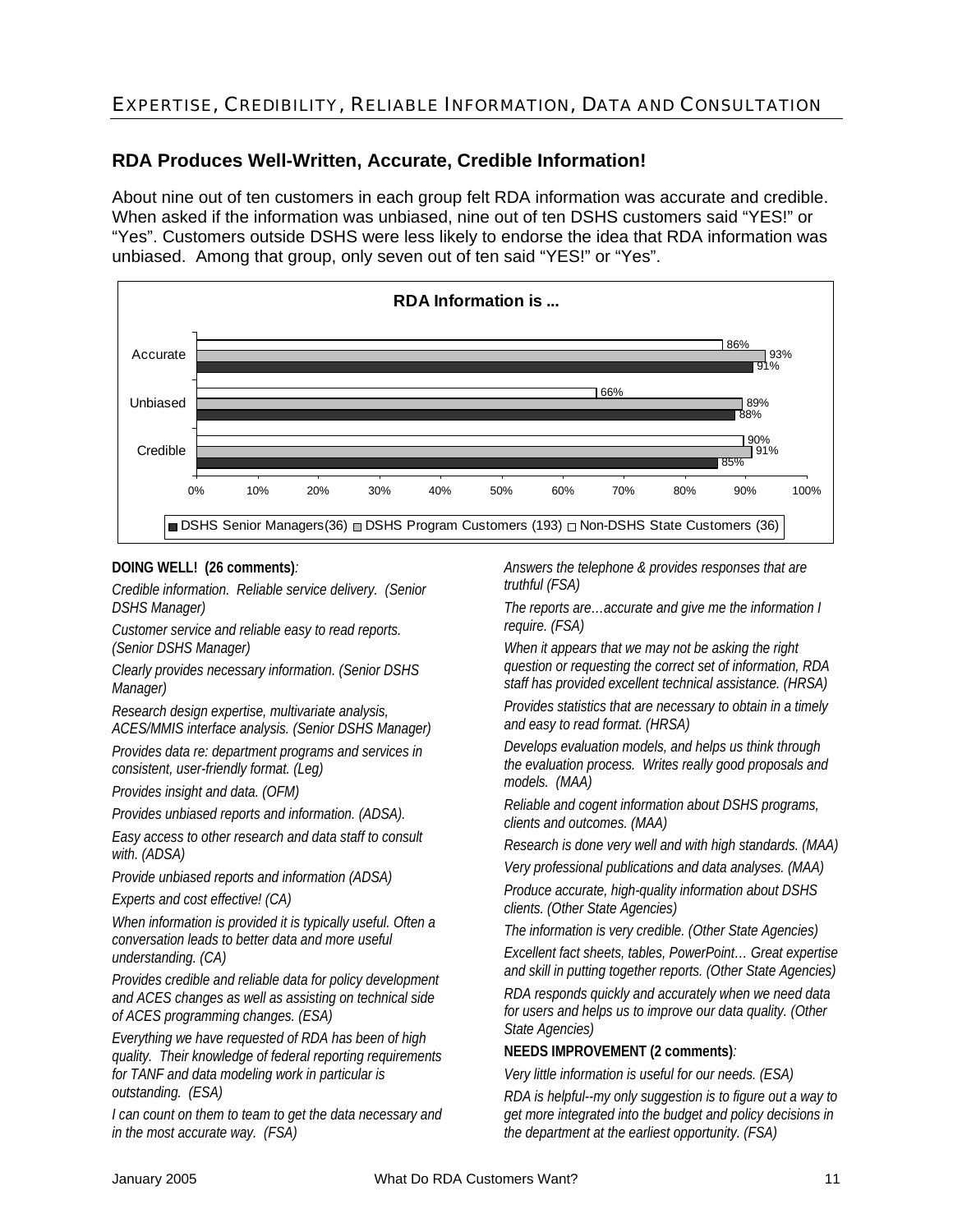## EXPERTISE, CREDIBILITY, RELIABLE INFORMATION, DATA AND CONSULTATION

### RDA Produces Well-Written, Accurate, Credible Information!

About nine out of ten customers in each group felt RDA information was accurate and credible. When asked if the information was unbiased, nine out of ten DSHS customers said "YES!" or "Yes". Customers outside DSHS were less likely to endorse the idea that RDA information was unbiased. Among that group, only seven out of ten said "YES!" or "Yes".

**RDA Information is ...**

| | DSHS Senior Managers(36) | DSHS Program Customers (193) | Non-DSHS State Customers (36) |
|---|---|---|---|
| Accurate | 91% | 93% | 86% |
| Unbiased | 88% | 89% | 66% |
| Credible | 85% | 91% | 90% |

**DOING WELL! (26 comments)***:*

*Credible information. Reliable service delivery. (Senior DSHS Manager)*

*Customer service and reliable easy to read reports. (Senior DSHS Manager)*

*Clearly provides necessary information. (Senior DSHS Manager)*

*Research design expertise, multivariate analysis, ACES/MMIS interface analysis. (Senior DSHS Manager)*

*Provides data re: department programs and services in consistent, user-friendly format. (Leg)*

*Provides insight and data. (OFM)*

*Provides unbiased reports and information. (ADSA).*

*Easy access to other research and data staff to consult with. (ADSA)*

*Provide unbiased reports and information (ADSA)*

*Experts and cost effective! (CA)*

*When information is provided it is typically useful. Often a conversation leads to better data and more useful understanding. (CA)*

*Provides credible and reliable data for policy development and ACES changes as well as assisting on technical side of ACES programming changes. (ESA)*

*Everything we have requested of RDA has been of high quality. Their knowledge of federal reporting requirements for TANF and data modeling work in particular is outstanding. (ESA)*

*I can count on them to team to get the data necessary and in the most accurate way. (FSA)*

*Answers the telephone & provides responses that are truthful (FSA)*

*The reports are…accurate and give me the information I require. (FSA)*

*When it appears that we may not be asking the right question or requesting the correct set of information, RDA staff has provided excellent technical assistance. (HRSA)*

*Provides statistics that are necessary to obtain in a timely and easy to read format. (HRSA)*

*Develops evaluation models, and helps us think through the evaluation process. Writes really good proposals and models. (MAA)*

*Reliable and cogent information about DSHS programs, clients and outcomes. (MAA)*

*Research is done very well and with high standards. (MAA)*

*Very professional publications and data analyses. (MAA)*

*Produce accurate, high-quality information about DSHS clients. (Other State Agencies)*

*The information is very credible. (Other State Agencies)*

*Excellent fact sheets, tables, PowerPoint… Great expertise and skill in putting together reports. (Other State Agencies)*

*RDA responds quickly and accurately when we need data for users and helps us to improve our data quality. (Other State Agencies)*

**NEEDS IMPROVEMENT (2 comments)***:*

*Very little information is useful for our needs. (ESA)*

*RDA is helpful--my only suggestion is to figure out a way to get more integrated into the budget and policy decisions in the department at the earliest opportunity. (FSA)*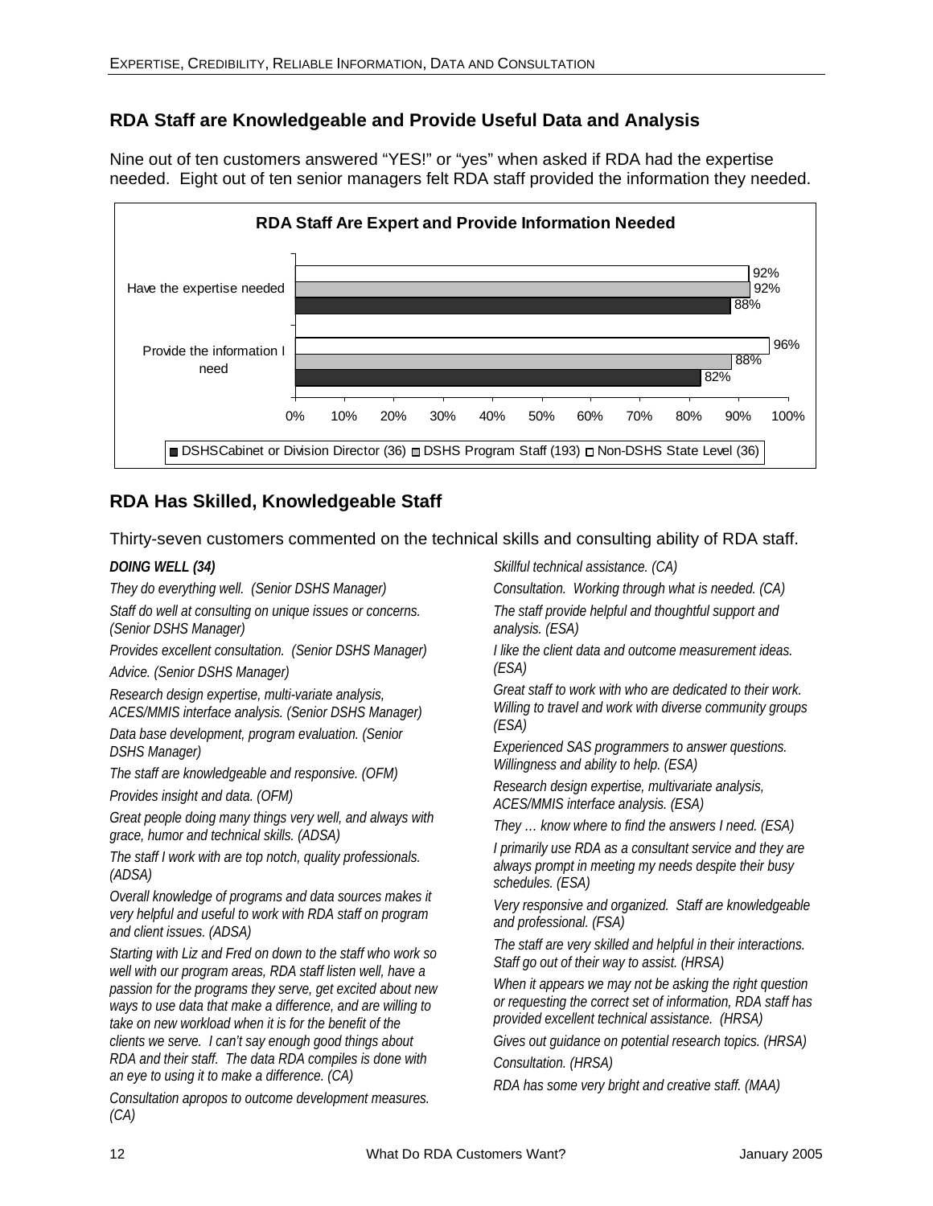## RDA Staff are Knowledgeable and Provide Useful Data and Analysis

Nine out of ten customers answered "YES!" or "yes" when asked if RDA had the expertise needed. Eight out of ten senior managers felt RDA staff provided the information they needed.

**RDA Staff Are Expert and Provide Information Needed**

| | DSHS Cabinet or Division Director (36) | DSHS Program Staff (193) | Non-DSHS State Level (36) |
|---|---|---|---|
| Have the expertise needed | 88% | 92% | 92% |
| Provide the information I need | 82% | 88% | 96% |

## RDA Has Skilled, Knowledgeable Staff

Thirty-seven customers commented on the technical skills and consulting ability of RDA staff.

***DOING WELL (34)***

*They do everything well. (Senior DSHS Manager)*

*Staff do well at consulting on unique issues or concerns. (Senior DSHS Manager)*

*Provides excellent consultation. (Senior DSHS Manager)*

*Advice. (Senior DSHS Manager)*

*Research design expertise, multi-variate analysis, ACES/MMIS interface analysis. (Senior DSHS Manager)*

*Data base development, program evaluation. (Senior DSHS Manager)*

*The staff are knowledgeable and responsive. (OFM)*

*Provides insight and data. (OFM)*

*Great people doing many things very well, and always with grace, humor and technical skills. (ADSA)*

*The staff I work with are top notch, quality professionals. (ADSA)*

*Overall knowledge of programs and data sources makes it very helpful and useful to work with RDA staff on program and client issues. (ADSA)*

*Starting with Liz and Fred on down to the staff who work so well with our program areas, RDA staff listen well, have a passion for the programs they serve, get excited about new ways to use data that make a difference, and are willing to take on new workload when it is for the benefit of the clients we serve. I can't say enough good things about RDA and their staff. The data RDA compiles is done with an eye to using it to make a difference. (CA)*

*Consultation apropos to outcome development measures. (CA)*

*Skillful technical assistance. (CA)*

*Consultation. Working through what is needed. (CA)*

*The staff provide helpful and thoughtful support and analysis. (ESA)*

*I like the client data and outcome measurement ideas. (ESA)*

*Great staff to work with who are dedicated to their work. Willing to travel and work with diverse community groups (ESA)*

*Experienced SAS programmers to answer questions. Willingness and ability to help. (ESA)*

*Research design expertise, multivariate analysis, ACES/MMIS interface analysis. (ESA)*

*They … know where to find the answers I need. (ESA)*

*I primarily use RDA as a consultant service and they are always prompt in meeting my needs despite their busy schedules. (ESA)*

*Very responsive and organized. Staff are knowledgeable and professional. (FSA)*

*The staff are very skilled and helpful in their interactions. Staff go out of their way to assist. (HRSA)*

*When it appears we may not be asking the right question or requesting the correct set of information, RDA staff has provided excellent technical assistance. (HRSA)*

*Gives out guidance on potential research topics. (HRSA)*

*Consultation. (HRSA)*

*RDA has some very bright and creative staff. (MAA)*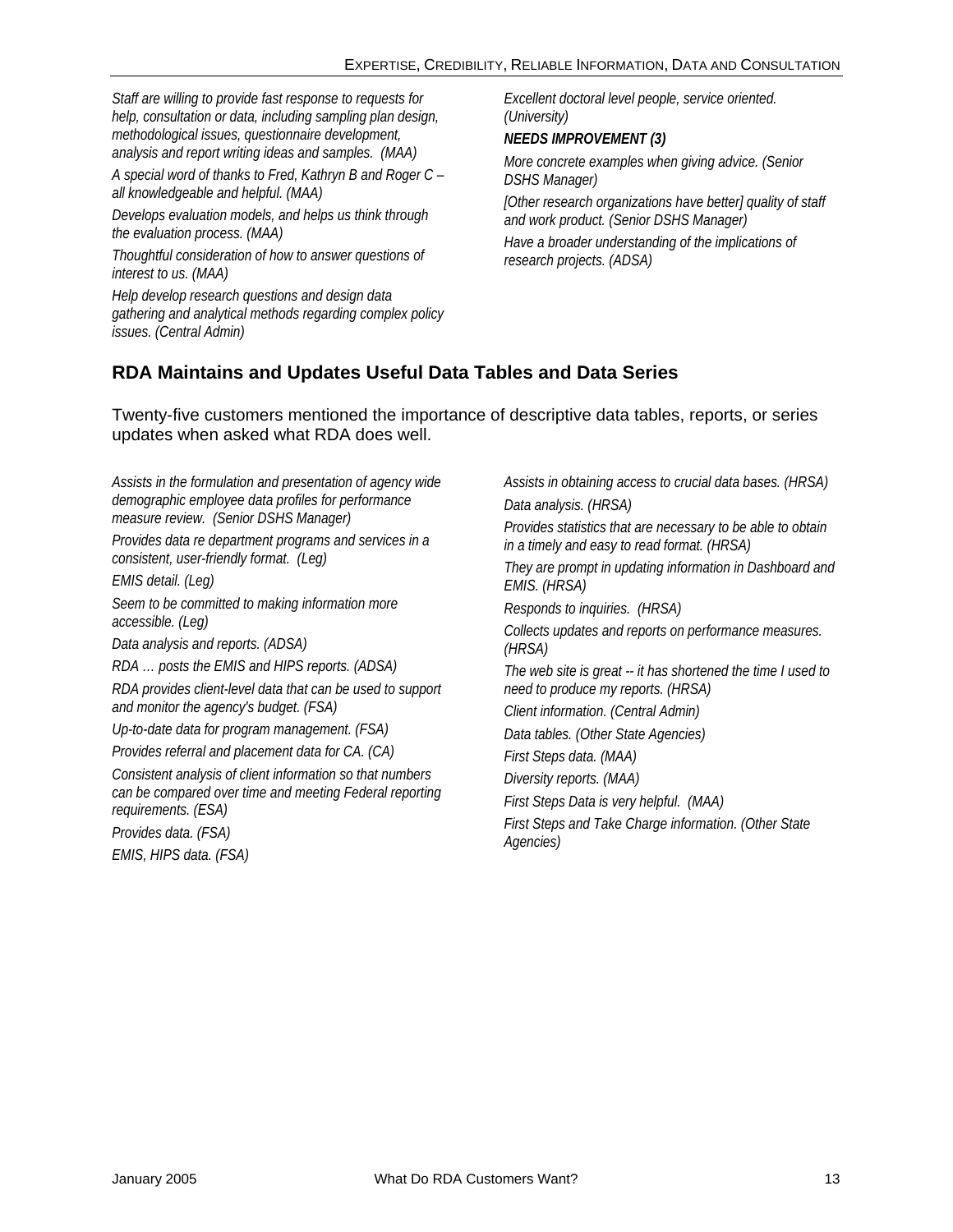*Staff are willing to provide fast response to requests for help, consultation or data, including sampling plan design, methodological issues, questionnaire development, analysis and report writing ideas and samples. (MAA)*

*A special word of thanks to Fred, Kathryn B and Roger C – all knowledgeable and helpful. (MAA)*

*Develops evaluation models, and helps us think through the evaluation process. (MAA)*

*Thoughtful consideration of how to answer questions of interest to us. (MAA)*

*Help develop research questions and design data gathering and analytical methods regarding complex policy issues. (Central Admin)*

*Excellent doctoral level people, service oriented. (University)*

***NEEDS IMPROVEMENT (3)***

*More concrete examples when giving advice. (Senior DSHS Manager)*

*[Other research organizations have better] quality of staff and work product. (Senior DSHS Manager)*

*Have a broader understanding of the implications of research projects. (ADSA)*

## RDA Maintains and Updates Useful Data Tables and Data Series

Twenty-five customers mentioned the importance of descriptive data tables, reports, or series updates when asked what RDA does well.

*Assists in the formulation and presentation of agency wide demographic employee data profiles for performance measure review. (Senior DSHS Manager)*

*Provides data re department programs and services in a consistent, user-friendly format. (Leg)*

*EMIS detail. (Leg)*

*Seem to be committed to making information more accessible. (Leg)*

*Data analysis and reports. (ADSA)*

*RDA … posts the EMIS and HIPS reports. (ADSA)*

*RDA provides client-level data that can be used to support and monitor the agency's budget. (FSA)*

*Up-to-date data for program management. (FSA)*

*Provides referral and placement data for CA. (CA)*

*Consistent analysis of client information so that numbers can be compared over time and meeting Federal reporting requirements. (ESA)*

*Provides data. (FSA)*

*EMIS, HIPS data. (FSA)*

*Assists in obtaining access to crucial data bases. (HRSA)*

*Data analysis. (HRSA)*

*Provides statistics that are necessary to be able to obtain in a timely and easy to read format. (HRSA)*

*They are prompt in updating information in Dashboard and EMIS. (HRSA)*

*Responds to inquiries. (HRSA)*

*Collects updates and reports on performance measures. (HRSA)*

*The web site is great -- it has shortened the time I used to need to produce my reports. (HRSA)*

*Client information. (Central Admin)*

*Data tables. (Other State Agencies)*

*First Steps data. (MAA)*

*Diversity reports. (MAA)*

*First Steps Data is very helpful. (MAA)*

*First Steps and Take Charge information. (Other State Agencies)*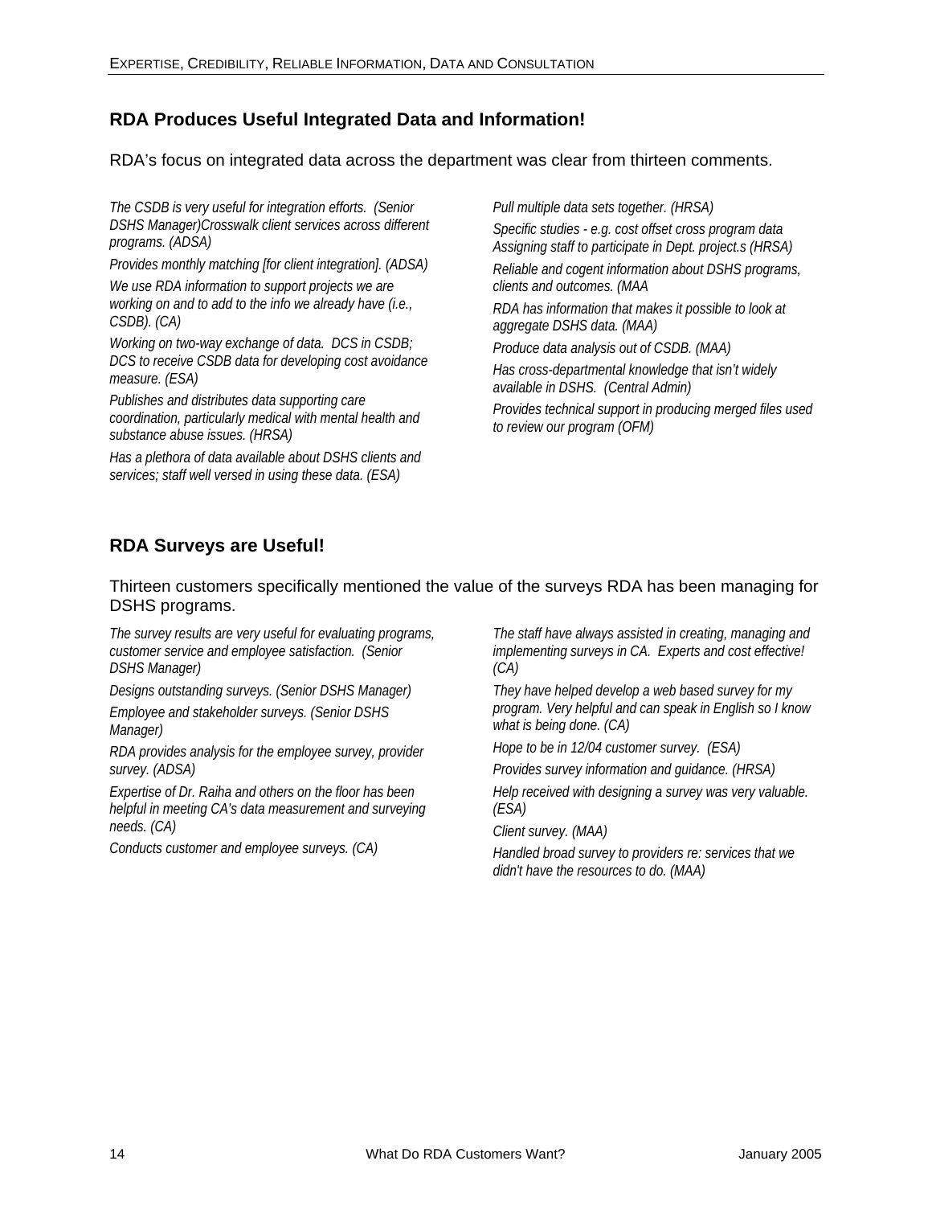## RDA Produces Useful Integrated Data and Information!

RDA's focus on integrated data across the department was clear from thirteen comments.

*The CSDB is very useful for integration efforts. (Senior DSHS Manager)Crosswalk client services across different programs. (ADSA)*

*Provides monthly matching [for client integration]. (ADSA)*

*We use RDA information to support projects we are working on and to add to the info we already have (i.e., CSDB). (CA)*

*Working on two-way exchange of data. DCS in CSDB; DCS to receive CSDB data for developing cost avoidance measure. (ESA)*

*Publishes and distributes data supporting care coordination, particularly medical with mental health and substance abuse issues. (HRSA)*

*Has a plethora of data available about DSHS clients and services; staff well versed in using these data. (ESA)*

*Pull multiple data sets together. (HRSA)*

*Specific studies - e.g. cost offset cross program data Assigning staff to participate in Dept. project.s (HRSA)*

*Reliable and cogent information about DSHS programs, clients and outcomes. (MAA*

*RDA has information that makes it possible to look at aggregate DSHS data. (MAA)*

*Produce data analysis out of CSDB. (MAA)*

*Has cross-departmental knowledge that isn't widely available in DSHS. (Central Admin)*

*Provides technical support in producing merged files used to review our program (OFM)*

## RDA Surveys are Useful!

Thirteen customers specifically mentioned the value of the surveys RDA has been managing for DSHS programs.

*The survey results are very useful for evaluating programs, customer service and employee satisfaction. (Senior DSHS Manager)*

*Designs outstanding surveys. (Senior DSHS Manager)*

*Employee and stakeholder surveys. (Senior DSHS Manager)*

*RDA provides analysis for the employee survey, provider survey. (ADSA)*

*Expertise of Dr. Raiha and others on the floor has been helpful in meeting CA's data measurement and surveying needs. (CA)*

*Conducts customer and employee surveys. (CA)*

*The staff have always assisted in creating, managing and implementing surveys in CA. Experts and cost effective! (CA)*

*They have helped develop a web based survey for my program. Very helpful and can speak in English so I know what is being done. (CA)*

*Hope to be in 12/04 customer survey. (ESA)*

*Provides survey information and guidance. (HRSA)*

*Help received with designing a survey was very valuable. (ESA)*

*Client survey. (MAA)*

*Handled broad survey to providers re: services that we didn't have the resources to do. (MAA)*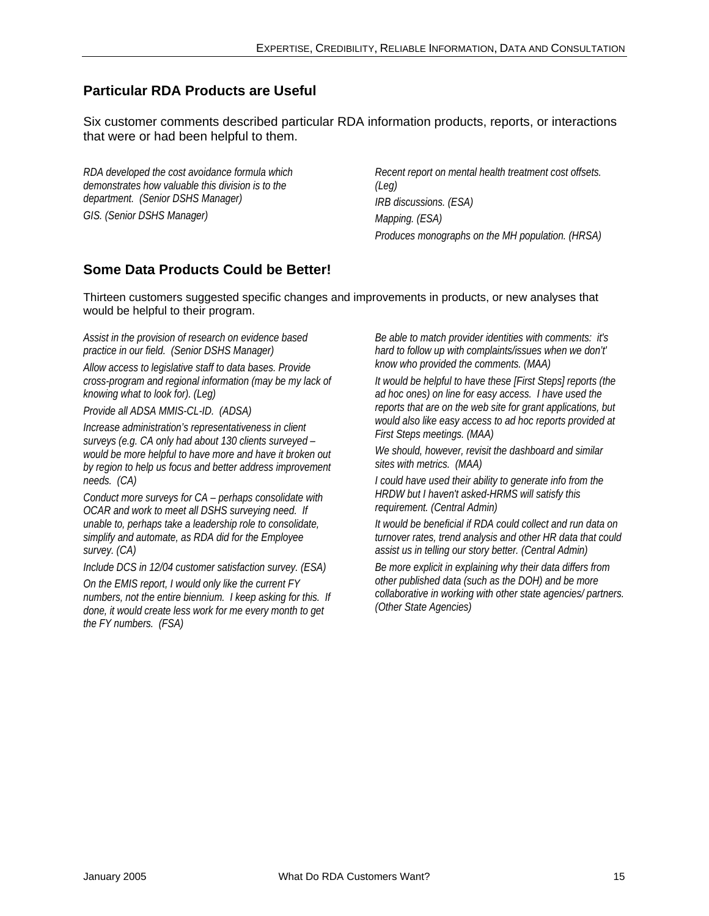## Particular RDA Products are Useful

Six customer comments described particular RDA information products, reports, or interactions that were or had been helpful to them.

*RDA developed the cost avoidance formula which demonstrates how valuable this division is to the department. (Senior DSHS Manager)*

*GIS. (Senior DSHS Manager)*

*Recent report on mental health treatment cost offsets. (Leg)*

*IRB discussions. (ESA)*

*Mapping. (ESA)*

*Produces monographs on the MH population. (HRSA)*

## Some Data Products Could be Better!

Thirteen customers suggested specific changes and improvements in products, or new analyses that would be helpful to their program.

*Assist in the provision of research on evidence based practice in our field. (Senior DSHS Manager)*

*Allow access to legislative staff to data bases. Provide cross-program and regional information (may be my lack of knowing what to look for). (Leg)*

*Provide all ADSA MMIS-CL-ID. (ADSA)*

*Increase administration's representativeness in client surveys (e.g. CA only had about 130 clients surveyed – would be more helpful to have more and have it broken out by region to help us focus and better address improvement needs. (CA)*

*Conduct more surveys for CA – perhaps consolidate with OCAR and work to meet all DSHS surveying need. If unable to, perhaps take a leadership role to consolidate, simplify and automate, as RDA did for the Employee survey. (CA)*

*Include DCS in 12/04 customer satisfaction survey. (ESA)*

*On the EMIS report, I would only like the current FY numbers, not the entire biennium. I keep asking for this. If done, it would create less work for me every month to get the FY numbers. (FSA)*

*Be able to match provider identities with comments: it's hard to follow up with complaints/issues when we don't' know who provided the comments. (MAA)*

*It would be helpful to have these [First Steps] reports (the ad hoc ones) on line for easy access. I have used the reports that are on the web site for grant applications, but would also like easy access to ad hoc reports provided at First Steps meetings. (MAA)*

*We should, however, revisit the dashboard and similar sites with metrics. (MAA)*

*I could have used their ability to generate info from the HRDW but I haven't asked-HRMS will satisfy this requirement. (Central Admin)*

*It would be beneficial if RDA could collect and run data on turnover rates, trend analysis and other HR data that could assist us in telling our story better. (Central Admin)*

*Be more explicit in explaining why their data differs from other published data (such as the DOH) and be more collaborative in working with other state agencies/ partners. (Other State Agencies)*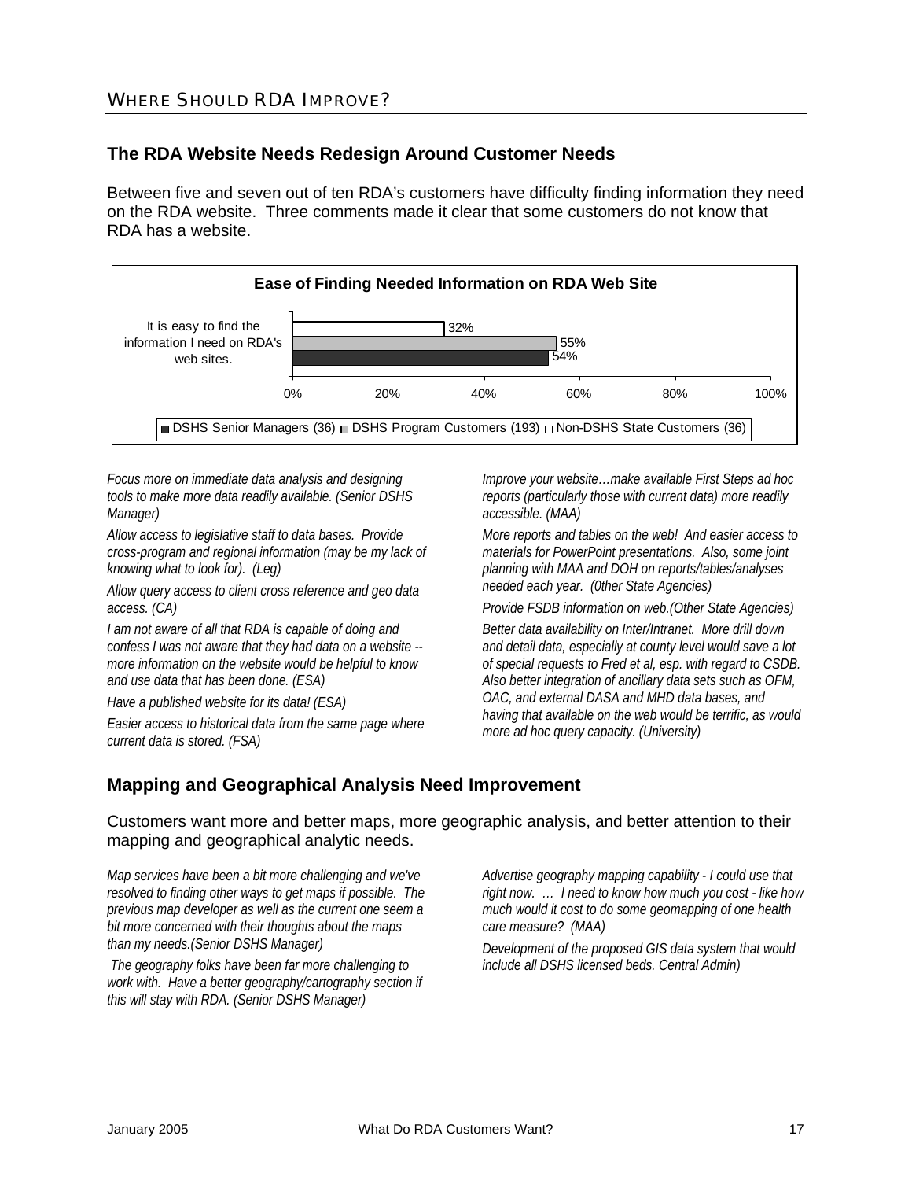## WHERE SHOULD RDA IMPROVE?

### The RDA Website Needs Redesign Around Customer Needs

Between five and seven out of ten RDA's customers have difficulty finding information they need on the RDA website. Three comments made it clear that some customers do not know that RDA has a website.

**Ease of Finding Needed Information on RDA Web Site**

| | DSHS Senior Managers (36) | DSHS Program Customers (193) | Non-DSHS State Customers (36) |
|---|---|---|---|
| It is easy to find the information I need on RDA's web sites. | 54% | 55% | 32% |

*Focus more on immediate data analysis and designing tools to make more data readily available. (Senior DSHS Manager)*

*Allow access to legislative staff to data bases. Provide cross-program and regional information (may be my lack of knowing what to look for). (Leg)*

*Allow query access to client cross reference and geo data access. (CA)*

*I am not aware of all that RDA is capable of doing and confess I was not aware that they had data on a website -- more information on the website would be helpful to know and use data that has been done. (ESA)*

*Have a published website for its data! (ESA)*

*Easier access to historical data from the same page where current data is stored. (FSA)*

*Improve your website…make available First Steps ad hoc reports (particularly those with current data) more readily accessible. (MAA)*

*More reports and tables on the web! And easier access to materials for PowerPoint presentations. Also, some joint planning with MAA and DOH on reports/tables/analyses needed each year. (0ther State Agencies)*

*Provide FSDB information on web.(Other State Agencies)*

*Better data availability on Inter/Intranet. More drill down and detail data, especially at county level would save a lot of special requests to Fred et al, esp. with regard to CSDB. Also better integration of ancillary data sets such as OFM, OAC, and external DASA and MHD data bases, and having that available on the web would be terrific, as would more ad hoc query capacity. (University)*

### Mapping and Geographical Analysis Need Improvement

Customers want more and better maps, more geographic analysis, and better attention to their mapping and geographical analytic needs.

*Map services have been a bit more challenging and we've resolved to finding other ways to get maps if possible. The previous map developer as well as the current one seem a bit more concerned with their thoughts about the maps than my needs.(Senior DSHS Manager)*

*The geography folks have been far more challenging to work with. Have a better geography/cartography section if this will stay with RDA. (Senior DSHS Manager)*

*Advertise geography mapping capability - I could use that right now. … I need to know how much you cost - like how much would it cost to do some geomapping of one health care measure? (MAA)*

*Development of the proposed GIS data system that would include all DSHS licensed beds. Central Admin)*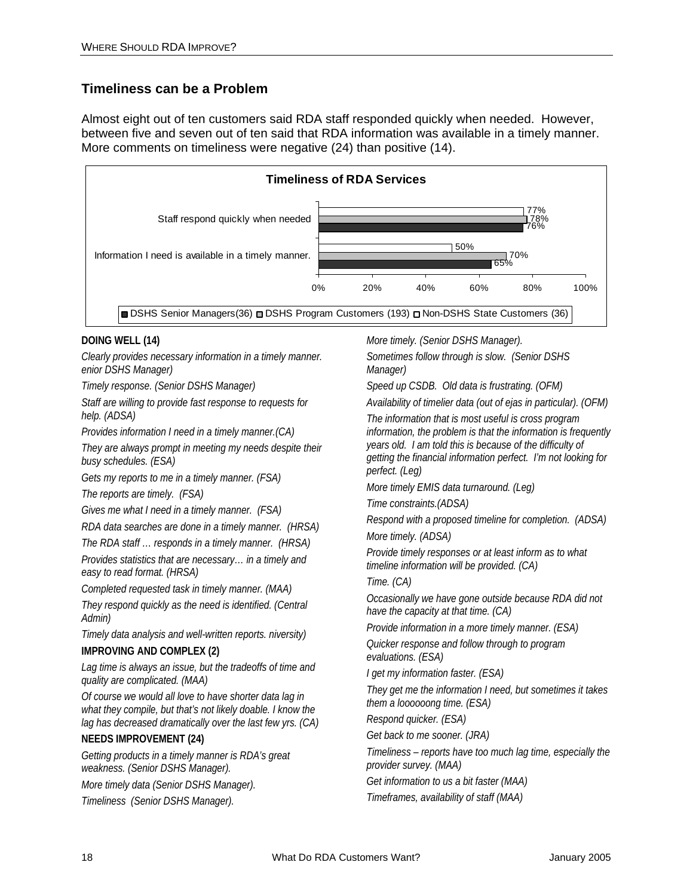## Timeliness can be a Problem

Almost eight out of ten customers said RDA staff responded quickly when needed. However, between five and seven out of ten said that RDA information was available in a timely manner. More comments on timeliness were negative (24) than positive (14).

**Timeliness of RDA Services**

| | DSHS Senior Managers(36) | DSHS Program Customers (193) | Non-DSHS State Customers (36) |
|---|---|---|---|
| Staff respond quickly when needed | 76% | 78% | 77% |
| Information I need is available in a timely manner. | 65% | 70% | 50% |

**DOING WELL (14)**

*Clearly provides necessary information in a timely manner. enior DSHS Manager)*

*Timely response. (Senior DSHS Manager)*

*Staff are willing to provide fast response to requests for help. (ADSA)*

*Provides information I need in a timely manner.(CA)*

*They are always prompt in meeting my needs despite their busy schedules. (ESA)*

*Gets my reports to me in a timely manner. (FSA)*

*The reports are timely. (FSA)*

*Gives me what I need in a timely manner. (FSA)*

*RDA data searches are done in a timely manner. (HRSA)*

*The RDA staff … responds in a timely manner. (HRSA)*

*Provides statistics that are necessary… in a timely and easy to read format. (HRSA)*

*Completed requested task in timely manner. (MAA)*

*They respond quickly as the need is identified. (Central Admin)*

*Timely data analysis and well-written reports. niversity)*

**IMPROVING AND COMPLEX (2)**

*Lag time is always an issue, but the tradeoffs of time and quality are complicated. (MAA)*

*Of course we would all love to have shorter data lag in what they compile, but that's not likely doable. I know the lag has decreased dramatically over the last few yrs. (CA)*

**NEEDS IMPROVEMENT (24)**

*Getting products in a timely manner is RDA's great weakness. (Senior DSHS Manager).*

*More timely data (Senior DSHS Manager).*

*Timeliness (Senior DSHS Manager).*

*More timely. (Senior DSHS Manager).*

*Sometimes follow through is slow. (Senior DSHS Manager)*

*Speed up CSDB. Old data is frustrating. (OFM)*

*Availability of timelier data (out of ejas in particular). (OFM)*

*The information that is most useful is cross program information, the problem is that the information is frequently years old. I am told this is because of the difficulty of getting the financial information perfect. I'm not looking for perfect. (Leg)*

*More timely EMIS data turnaround. (Leg)*

*Time constraints.(ADSA)*

*Respond with a proposed timeline for completion. (ADSA)*

*More timely. (ADSA)*

*Provide timely responses or at least inform as to what timeline information will be provided. (CA)*

*Time. (CA)*

*Occasionally we have gone outside because RDA did not have the capacity at that time. (CA)*

*Provide information in a more timely manner. (ESA)*

*Quicker response and follow through to program evaluations. (ESA)*

*I get my information faster. (ESA)*

*They get me the information I need, but sometimes it takes them a loooooong time. (ESA)*

*Respond quicker. (ESA)*

*Get back to me sooner. (JRA)*

*Timeliness – reports have too much lag time, especially the provider survey. (MAA)*

*Get information to us a bit faster (MAA)*

*Timeframes, availability of staff (MAA)*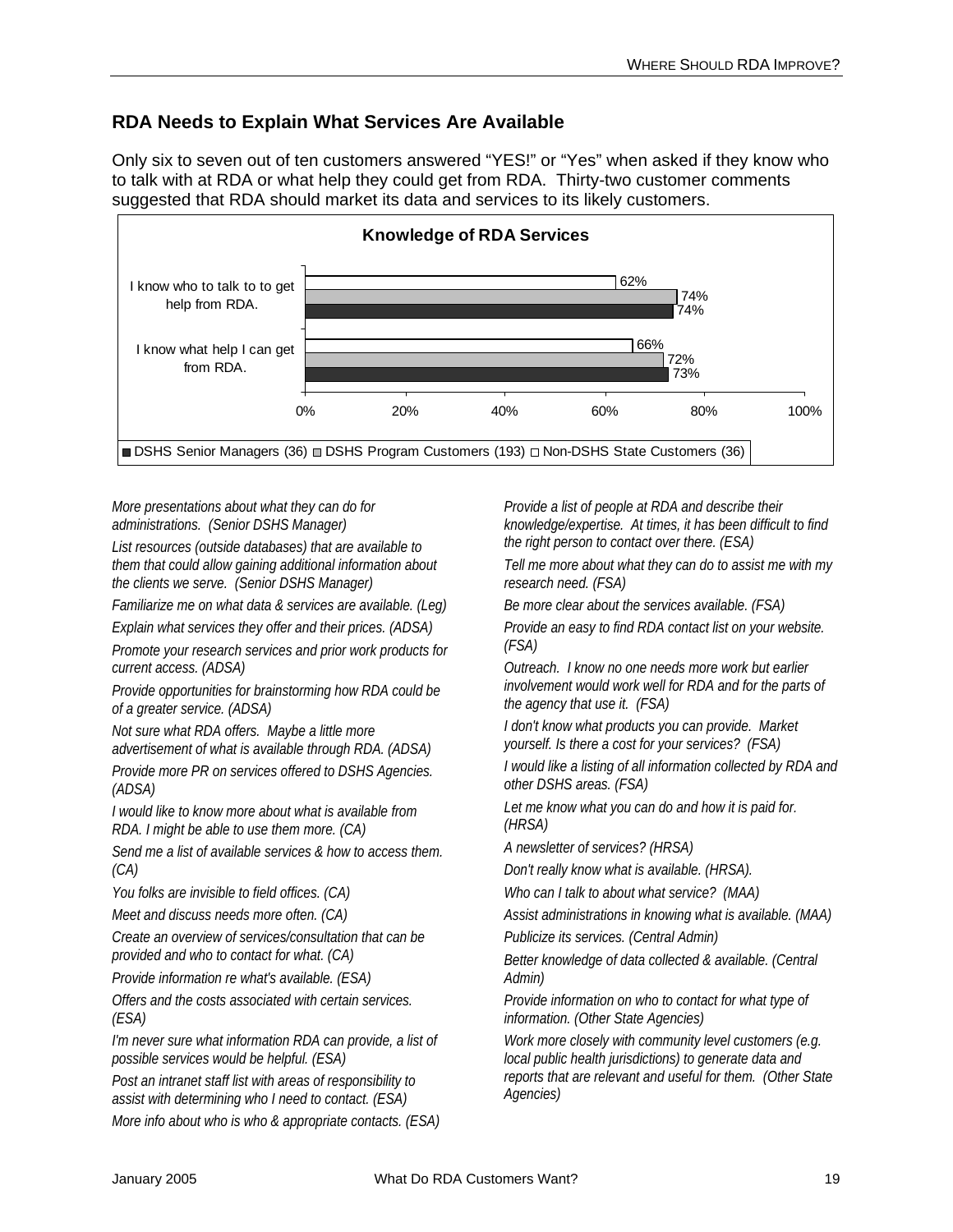## RDA Needs to Explain What Services Are Available

Only six to seven out of ten customers answered "YES!" or "Yes" when asked if they know who to talk with at RDA or what help they could get from RDA. Thirty-two customer comments suggested that RDA should market its data and services to its likely customers.

**Knowledge of RDA Services**

| | Non-DSHS State Customers (36) | DSHS Program Customers (193) | DSHS Senior Managers (36) |
|---|---|---|---|
| I know who to talk to to get help from RDA. | 62% | 74% | 74% |
| I know what help I can get from RDA. | 66% | 72% | 73% |

*More presentations about what they can do for administrations. (Senior DSHS Manager)*

*List resources (outside databases) that are available to them that could allow gaining additional information about the clients we serve. (Senior DSHS Manager)*

*Familiarize me on what data & services are available. (Leg)*

*Explain what services they offer and their prices. (ADSA)*

*Promote your research services and prior work products for current access. (ADSA)*

*Provide opportunities for brainstorming how RDA could be of a greater service. (ADSA)*

*Not sure what RDA offers. Maybe a little more advertisement of what is available through RDA. (ADSA)*

*Provide more PR on services offered to DSHS Agencies. (ADSA)*

*I would like to know more about what is available from RDA. I might be able to use them more. (CA)*

*Send me a list of available services & how to access them. (CA)*

*You folks are invisible to field offices. (CA)*

*Meet and discuss needs more often. (CA)*

*Create an overview of services/consultation that can be provided and who to contact for what. (CA)*

*Provide information re what's available. (ESA)*

*Offers and the costs associated with certain services. (ESA)*

*I'm never sure what information RDA can provide, a list of possible services would be helpful. (ESA)*

*Post an intranet staff list with areas of responsibility to assist with determining who I need to contact. (ESA)*

*More info about who is who & appropriate contacts. (ESA)*

*Provide a list of people at RDA and describe their knowledge/expertise. At times, it has been difficult to find the right person to contact over there. (ESA)*

*Tell me more about what they can do to assist me with my research need. (FSA)*

*Be more clear about the services available. (FSA)*

*Provide an easy to find RDA contact list on your website. (FSA)*

*Outreach. I know no one needs more work but earlier involvement would work well for RDA and for the parts of the agency that use it. (FSA)*

*I don't know what products you can provide. Market yourself. Is there a cost for your services? (FSA)*

*I would like a listing of all information collected by RDA and other DSHS areas. (FSA)*

*Let me know what you can do and how it is paid for. (HRSA)*

*A newsletter of services? (HRSA)*

*Don't really know what is available. (HRSA).*

*Who can I talk to about what service? (MAA)*

*Assist administrations in knowing what is available. (MAA)*

*Publicize its services. (Central Admin)*

*Better knowledge of data collected & available. (Central Admin)*

*Provide information on who to contact for what type of information. (Other State Agencies)*

*Work more closely with community level customers (e.g. local public health jurisdictions) to generate data and reports that are relevant and useful for them. (Other State Agencies)*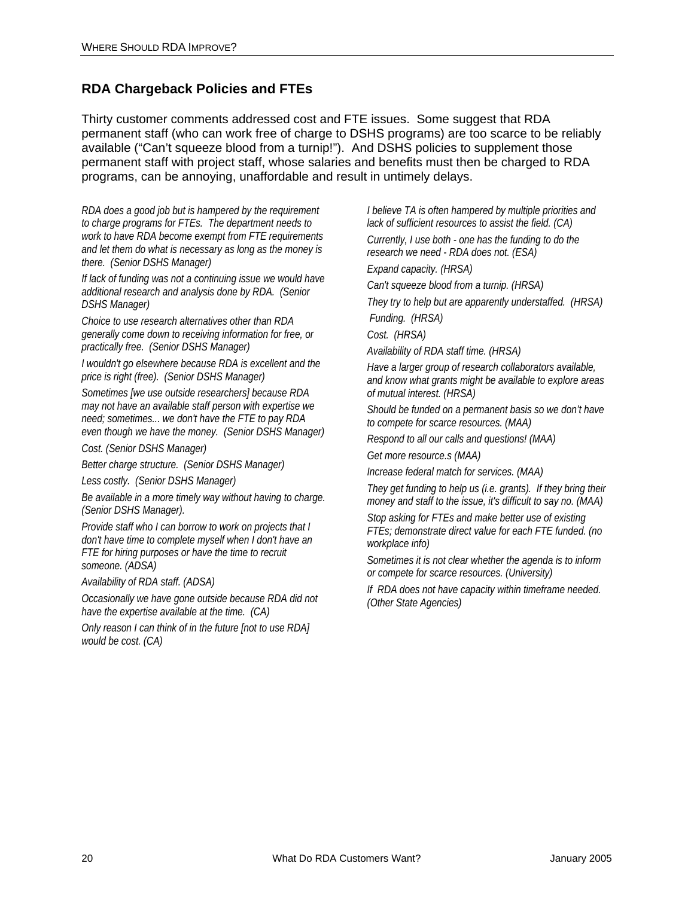## RDA Chargeback Policies and FTEs

Thirty customer comments addressed cost and FTE issues. Some suggest that RDA permanent staff (who can work free of charge to DSHS programs) are too scarce to be reliably available ("Can't squeeze blood from a turnip!"). And DSHS policies to supplement those permanent staff with project staff, whose salaries and benefits must then be charged to RDA programs, can be annoying, unaffordable and result in untimely delays.

*RDA does a good job but is hampered by the requirement to charge programs for FTEs. The department needs to work to have RDA become exempt from FTE requirements and let them do what is necessary as long as the money is there. (Senior DSHS Manager)*

*If lack of funding was not a continuing issue we would have additional research and analysis done by RDA. (Senior DSHS Manager)*

*Choice to use research alternatives other than RDA generally come down to receiving information for free, or practically free. (Senior DSHS Manager)*

*I wouldn't go elsewhere because RDA is excellent and the price is right (free). (Senior DSHS Manager)*

*Sometimes [we use outside researchers] because RDA may not have an available staff person with expertise we need; sometimes... we don't have the FTE to pay RDA even though we have the money. (Senior DSHS Manager)*

*Cost. (Senior DSHS Manager)*

*Better charge structure. (Senior DSHS Manager)*

*Less costly. (Senior DSHS Manager)*

*Be available in a more timely way without having to charge. (Senior DSHS Manager).*

*Provide staff who I can borrow to work on projects that I don't have time to complete myself when I don't have an FTE for hiring purposes or have the time to recruit someone. (ADSA)*

*Availability of RDA staff. (ADSA)*

*Occasionally we have gone outside because RDA did not have the expertise available at the time. (CA)*

*Only reason I can think of in the future [not to use RDA] would be cost. (CA)*

*I believe TA is often hampered by multiple priorities and lack of sufficient resources to assist the field. (CA)*

*Currently, I use both - one has the funding to do the research we need - RDA does not. (ESA)*

*Expand capacity. (HRSA)*

*Can't squeeze blood from a turnip. (HRSA)*

*They try to help but are apparently understaffed. (HRSA)*

*Funding. (HRSA)*

*Cost. (HRSA)*

*Availability of RDA staff time. (HRSA)*

*Have a larger group of research collaborators available, and know what grants might be available to explore areas of mutual interest. (HRSA)*

*Should be funded on a permanent basis so we don't have to compete for scarce resources. (MAA)*

*Respond to all our calls and questions! (MAA)*

*Get more resource.s (MAA)*

*Increase federal match for services. (MAA)*

*They get funding to help us (i.e. grants). If they bring their money and staff to the issue, it's difficult to say no. (MAA)*

*Stop asking for FTEs and make better use of existing FTEs; demonstrate direct value for each FTE funded. (no workplace info)*

*Sometimes it is not clear whether the agenda is to inform or compete for scarce resources. (University)*

*If RDA does not have capacity within timeframe needed. (Other State Agencies)*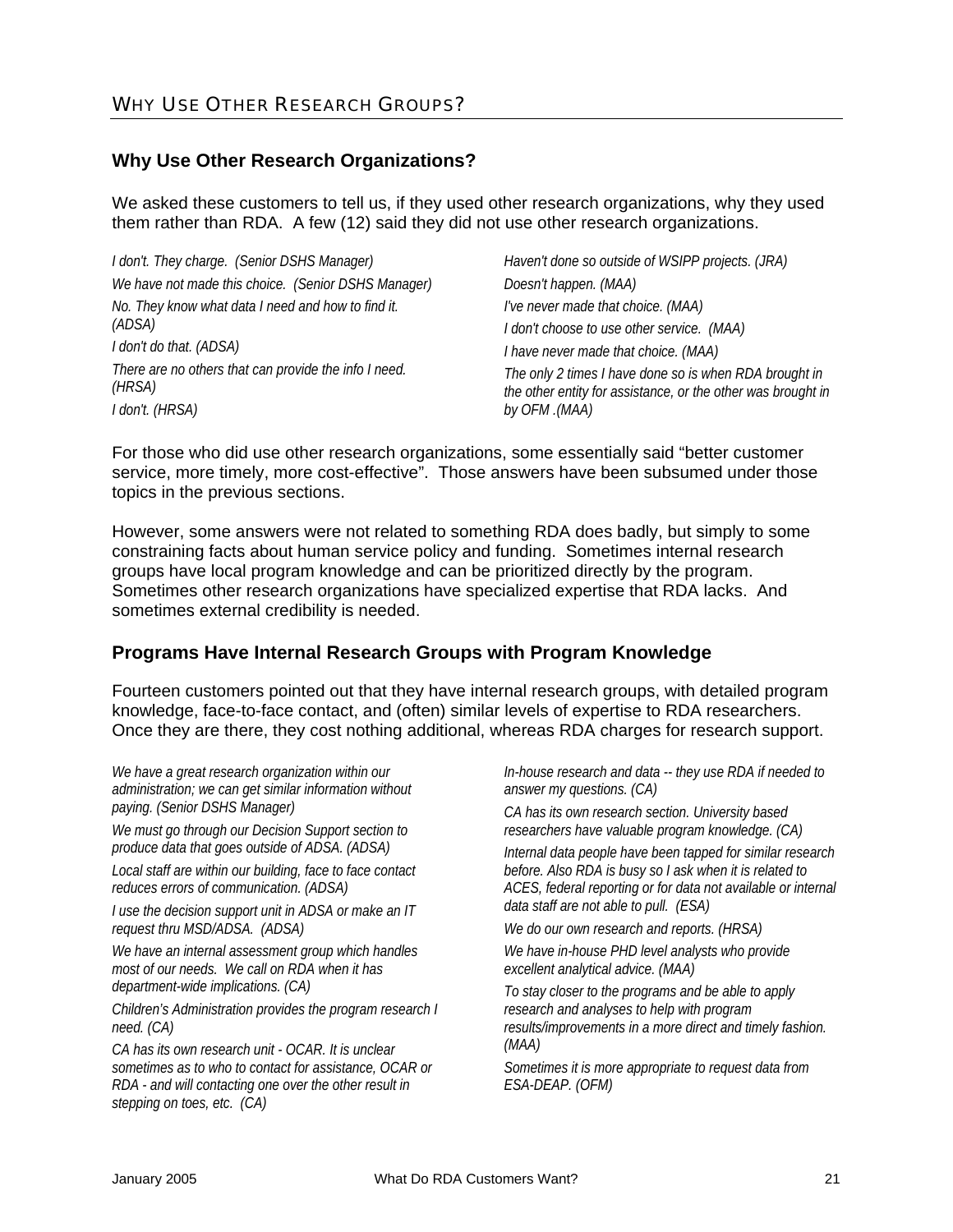## WHY USE OTHER RESEARCH GROUPS?

### Why Use Other Research Organizations?

We asked these customers to tell us, if they used other research organizations, why they used them rather than RDA. A few (12) said they did not use other research organizations.

*I don't. They charge. (Senior DSHS Manager)*

*We have not made this choice. (Senior DSHS Manager)*

*No. They know what data I need and how to find it. (ADSA)*

*I don't do that. (ADSA)*

*There are no others that can provide the info I need. (HRSA)*

*I don't. (HRSA)*

*Haven't done so outside of WSIPP projects. (JRA)*

*Doesn't happen. (MAA)*

*I've never made that choice. (MAA)*

*I don't choose to use other service. (MAA)*

*I have never made that choice. (MAA)*

*The only 2 times I have done so is when RDA brought in the other entity for assistance, or the other was brought in by OFM .(MAA)*

For those who did use other research organizations, some essentially said "better customer service, more timely, more cost-effective". Those answers have been subsumed under those topics in the previous sections.

However, some answers were not related to something RDA does badly, but simply to some constraining facts about human service policy and funding. Sometimes internal research groups have local program knowledge and can be prioritized directly by the program. Sometimes other research organizations have specialized expertise that RDA lacks. And sometimes external credibility is needed.

### Programs Have Internal Research Groups with Program Knowledge

Fourteen customers pointed out that they have internal research groups, with detailed program knowledge, face-to-face contact, and (often) similar levels of expertise to RDA researchers. Once they are there, they cost nothing additional, whereas RDA charges for research support.

*We have a great research organization within our administration; we can get similar information without paying. (Senior DSHS Manager)*

*We must go through our Decision Support section to produce data that goes outside of ADSA. (ADSA)*

*Local staff are within our building, face to face contact reduces errors of communication. (ADSA)*

*I use the decision support unit in ADSA or make an IT request thru MSD/ADSA. (ADSA)*

*We have an internal assessment group which handles most of our needs. We call on RDA when it has department-wide implications. (CA)*

*Children's Administration provides the program research I need. (CA)*

*CA has its own research unit - OCAR. It is unclear sometimes as to who to contact for assistance, OCAR or RDA - and will contacting one over the other result in stepping on toes, etc. (CA)*

*In-house research and data -- they use RDA if needed to answer my questions. (CA)*

*CA has its own research section. University based researchers have valuable program knowledge. (CA)*

*Internal data people have been tapped for similar research before. Also RDA is busy so I ask when it is related to ACES, federal reporting or for data not available or internal data staff are not able to pull. (ESA)*

*We do our own research and reports. (HRSA)*

*We have in-house PHD level analysts who provide excellent analytical advice. (MAA)*

*To stay closer to the programs and be able to apply research and analyses to help with program results/improvements in a more direct and timely fashion. (MAA)*

*Sometimes it is more appropriate to request data from ESA-DEAP. (OFM)*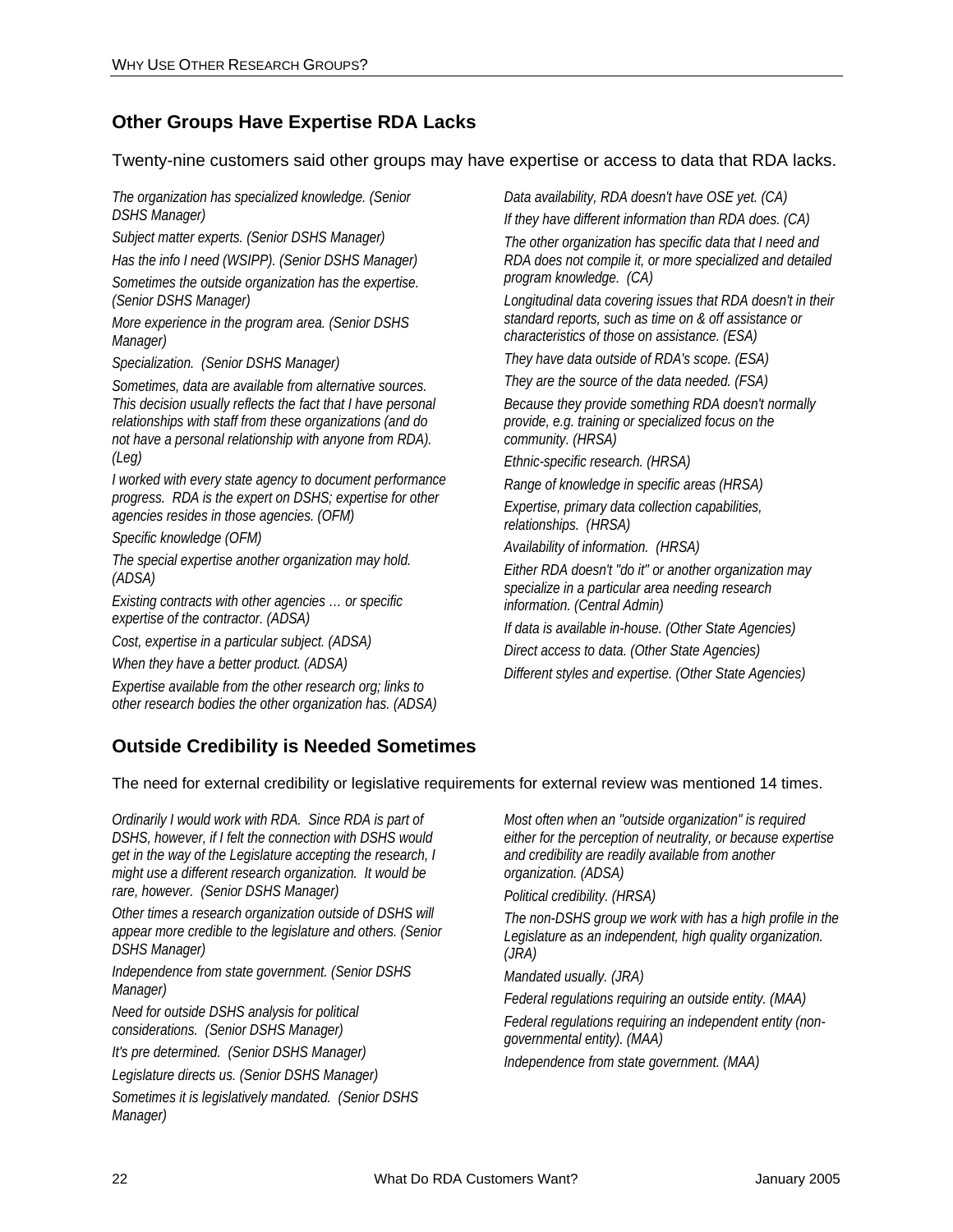## Other Groups Have Expertise RDA Lacks

Twenty-nine customers said other groups may have expertise or access to data that RDA lacks.

*The organization has specialized knowledge. (Senior DSHS Manager)*

*Subject matter experts. (Senior DSHS Manager)*

*Has the info I need (WSIPP). (Senior DSHS Manager)*

*Sometimes the outside organization has the expertise. (Senior DSHS Manager)*

*More experience in the program area. (Senior DSHS Manager)*

*Specialization. (Senior DSHS Manager)*

*Sometimes, data are available from alternative sources. This decision usually reflects the fact that I have personal relationships with staff from these organizations (and do not have a personal relationship with anyone from RDA). (Leg)*

*I worked with every state agency to document performance progress. RDA is the expert on DSHS; expertise for other agencies resides in those agencies. (OFM)*

*Specific knowledge (OFM)*

*The special expertise another organization may hold. (ADSA)*

*Existing contracts with other agencies … or specific expertise of the contractor. (ADSA)*

*Cost, expertise in a particular subject. (ADSA)*

*When they have a better product. (ADSA)*

*Expertise available from the other research org; links to other research bodies the other organization has. (ADSA)*

*Data availability, RDA doesn't have OSE yet. (CA)*

*If they have different information than RDA does. (CA)*

*The other organization has specific data that I need and RDA does not compile it, or more specialized and detailed program knowledge. (CA)*

*Longitudinal data covering issues that RDA doesn't in their standard reports, such as time on & off assistance or characteristics of those on assistance. (ESA)*

*They have data outside of RDA's scope. (ESA)*

*They are the source of the data needed. (FSA)*

*Because they provide something RDA doesn't normally provide, e.g. training or specialized focus on the community. (HRSA)*

*Ethnic-specific research. (HRSA)*

*Range of knowledge in specific areas (HRSA)*

*Expertise, primary data collection capabilities, relationships. (HRSA)*

*Availability of information. (HRSA)*

*Either RDA doesn't "do it" or another organization may specialize in a particular area needing research information. (Central Admin)*

*If data is available in-house. (Other State Agencies)*

*Direct access to data. (Other State Agencies)*

*Different styles and expertise. (Other State Agencies)*

## Outside Credibility is Needed Sometimes

The need for external credibility or legislative requirements for external review was mentioned 14 times.

*Ordinarily I would work with RDA. Since RDA is part of DSHS, however, if I felt the connection with DSHS would get in the way of the Legislature accepting the research, I might use a different research organization. It would be rare, however. (Senior DSHS Manager)*

*Other times a research organization outside of DSHS will appear more credible to the legislature and others. (Senior DSHS Manager)*

*Independence from state government. (Senior DSHS Manager)*

*Need for outside DSHS analysis for political considerations. (Senior DSHS Manager)*

*It's pre determined. (Senior DSHS Manager)*

*Legislature directs us. (Senior DSHS Manager)*

*Sometimes it is legislatively mandated. (Senior DSHS Manager)*

*Most often when an "outside organization" is required either for the perception of neutrality, or because expertise and credibility are readily available from another organization. (ADSA)*

*Political credibility. (HRSA)*

*The non-DSHS group we work with has a high profile in the Legislature as an independent, high quality organization. (JRA)*

*Mandated usually. (JRA)*

*Federal regulations requiring an outside entity. (MAA)*

*Federal regulations requiring an independent entity (non-governmental entity). (MAA)*

*Independence from state government. (MAA)*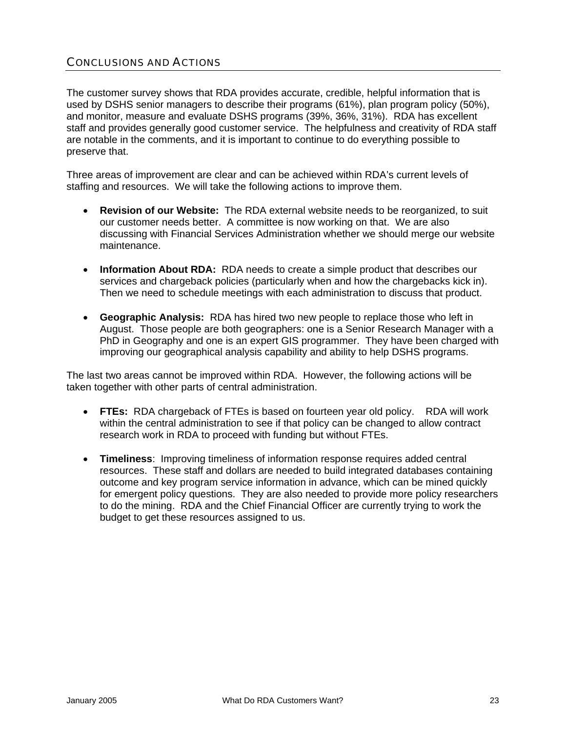## Conclusions and Actions

The customer survey shows that RDA provides accurate, credible, helpful information that is used by DSHS senior managers to describe their programs (61%), plan program policy (50%), and monitor, measure and evaluate DSHS programs (39%, 36%, 31%). RDA has excellent staff and provides generally good customer service. The helpfulness and creativity of RDA staff are notable in the comments, and it is important to continue to do everything possible to preserve that.

Three areas of improvement are clear and can be achieved within RDA's current levels of staffing and resources. We will take the following actions to improve them.

- **Revision of our Website:** The RDA external website needs to be reorganized, to suit our customer needs better. A committee is now working on that. We are also discussing with Financial Services Administration whether we should merge our website maintenance.

- **Information About RDA:** RDA needs to create a simple product that describes our services and chargeback policies (particularly when and how the chargebacks kick in). Then we need to schedule meetings with each administration to discuss that product.

- **Geographic Analysis:** RDA has hired two new people to replace those who left in August. Those people are both geographers: one is a Senior Research Manager with a PhD in Geography and one is an expert GIS programmer. They have been charged with improving our geographical analysis capability and ability to help DSHS programs.

The last two areas cannot be improved within RDA. However, the following actions will be taken together with other parts of central administration.

- **FTEs:** RDA chargeback of FTEs is based on fourteen year old policy. RDA will work within the central administration to see if that policy can be changed to allow contract research work in RDA to proceed with funding but without FTEs.

- **Timeliness**: Improving timeliness of information response requires added central resources. These staff and dollars are needed to build integrated databases containing outcome and key program service information in advance, which can be mined quickly for emergent policy questions. They are also needed to provide more policy researchers to do the mining. RDA and the Chief Financial Officer are currently trying to work the budget to get these resources assigned to us.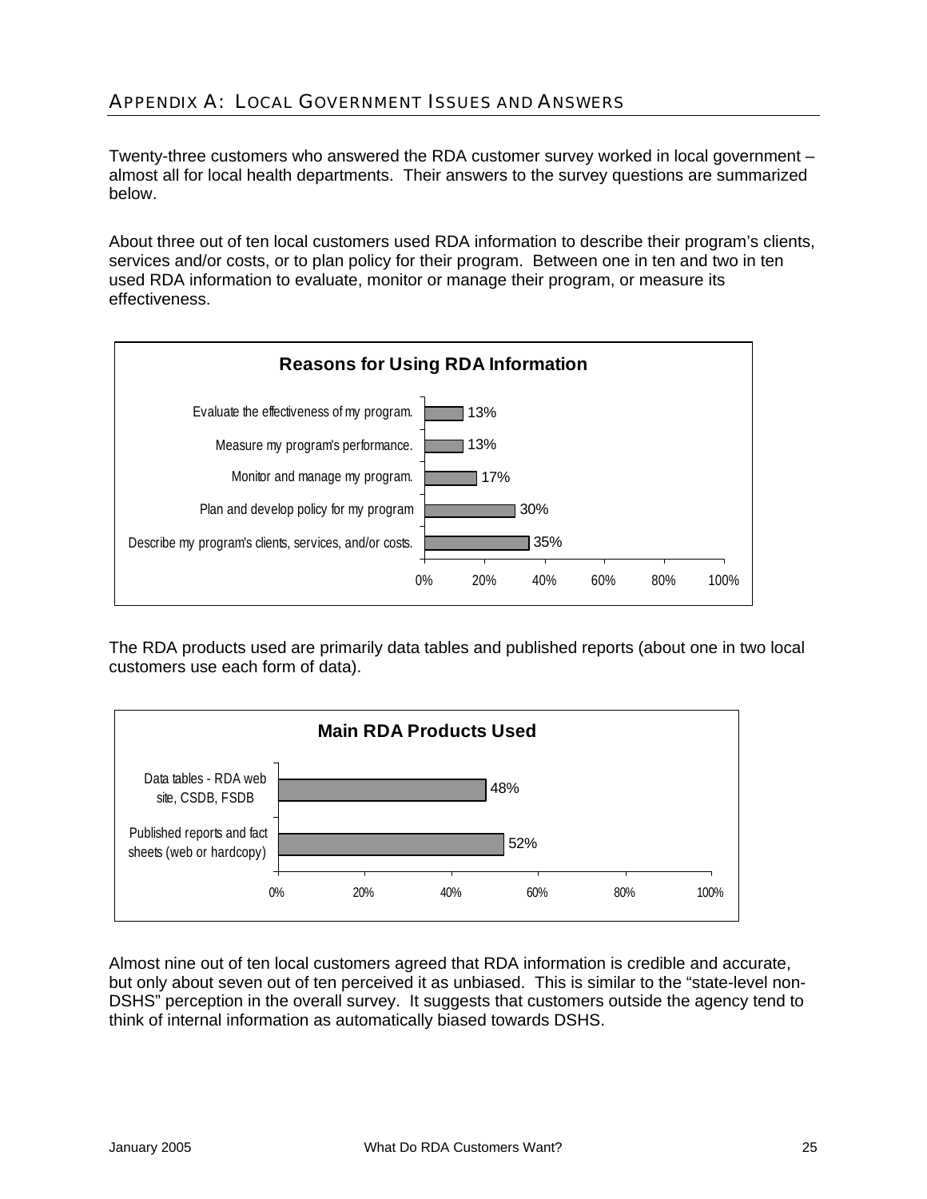## APPENDIX A: LOCAL GOVERNMENT ISSUES AND ANSWERS

Twenty-three customers who answered the RDA customer survey worked in local government – almost all for local health departments. Their answers to the survey questions are summarized below.

About three out of ten local customers used RDA information to describe their program's clients, services and/or costs, or to plan policy for their program. Between one in ten and two in ten used RDA information to evaluate, monitor or manage their program, or measure its effectiveness.

**Reasons for Using RDA Information**

| Reason | Percent |
|---|---|
| Evaluate the effectiveness of my program. | 13% |
| Measure my program's performance. | 13% |
| Monitor and manage my program. | 17% |
| Plan and develop policy for my program | 30% |
| Describe my program's clients, services, and/or costs. | 35% |

The RDA products used are primarily data tables and published reports (about one in two local customers use each form of data).

**Main RDA Products Used**

| Product | Percent |
|---|---|
| Data tables - RDA web site, CSDB, FSDB | 48% |
| Published reports and fact sheets (web or hardcopy) | 52% |

Almost nine out of ten local customers agreed that RDA information is credible and accurate, but only about seven out of ten perceived it as unbiased. This is similar to the "state-level non-DSHS" perception in the overall survey. It suggests that customers outside the agency tend to think of internal information as automatically biased towards DSHS.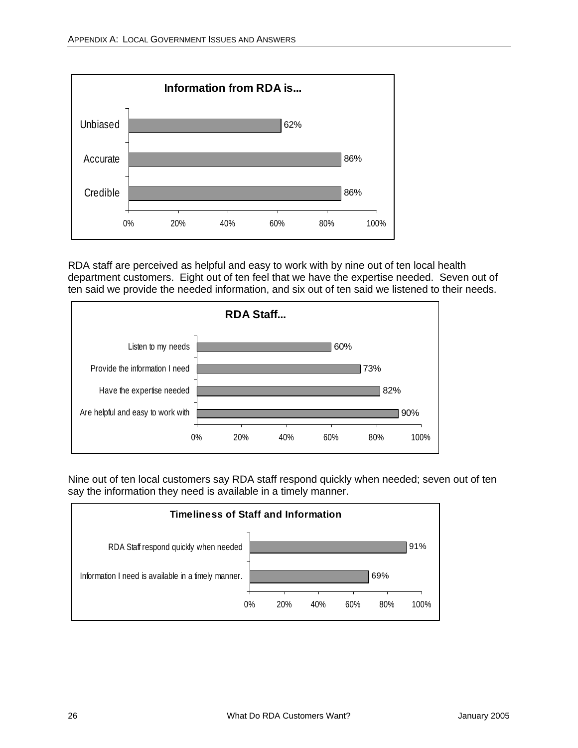**Information from RDA is...**

| | |
|---|---|
| Unbiased | 62% |
| Accurate | 86% |
| Credible | 86% |

RDA staff are perceived as helpful and easy to work with by nine out of ten local health department customers. Eight out of ten feel that we have the expertise needed. Seven out of ten said we provide the needed information, and six out of ten said we listened to their needs.

**RDA Staff...**

| | |
|---|---|
| Listen to my needs | 60% |
| Provide the information I need | 73% |
| Have the expertise needed | 82% |
| Are helpful and easy to work with | 90% |

Nine out of ten local customers say RDA staff respond quickly when needed; seven out of ten say the information they need is available in a timely manner.

**Timeliness of Staff and Information**

| | |
|---|---|
| RDA Staff respond quickly when needed | 91% |
| Information I need is available in a timely manner. | 69% |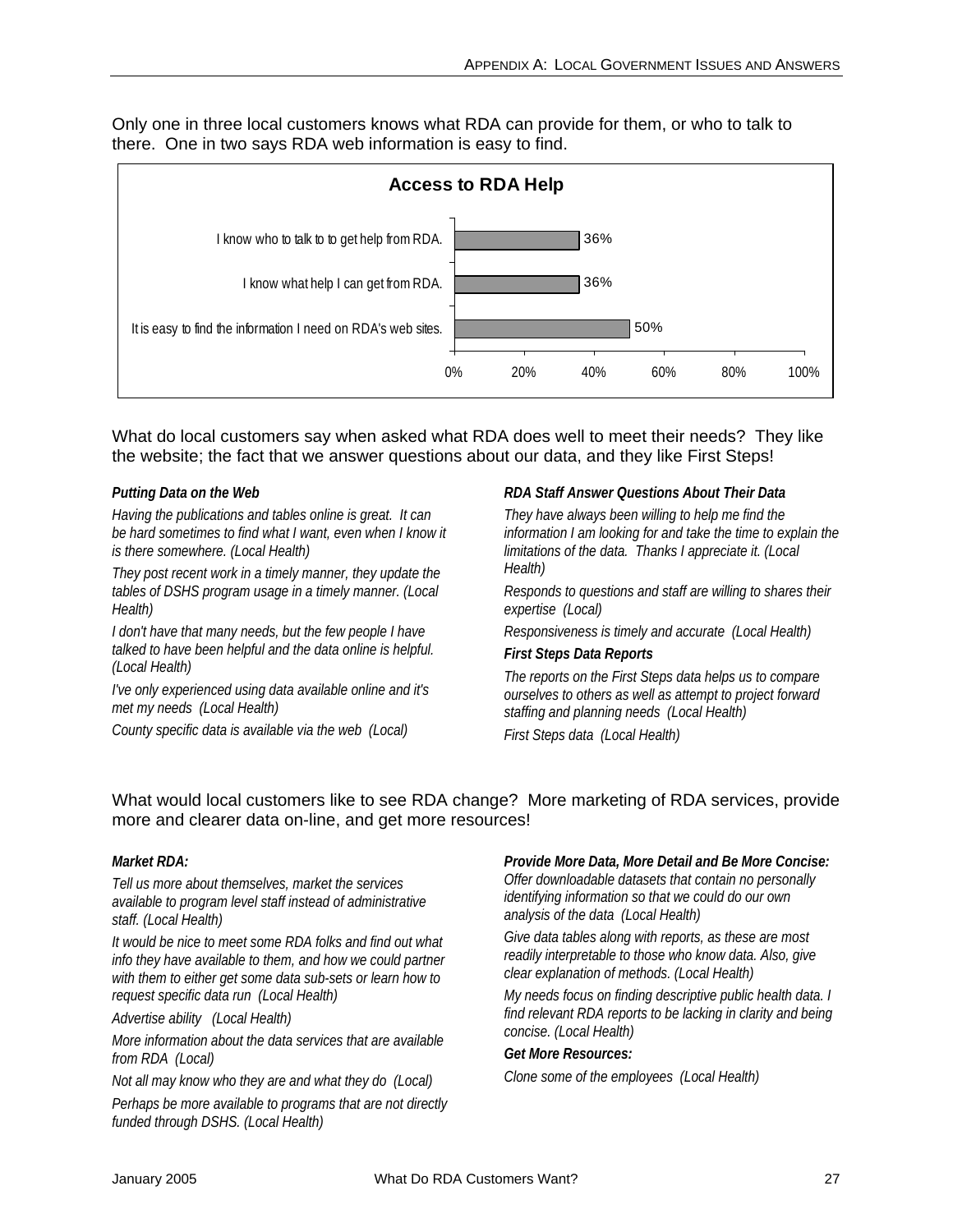Only one in three local customers knows what RDA can provide for them, or who to talk to there. One in two says RDA web information is easy to find.

**Access to RDA Help**

| | |
|---|---|
| I know who to talk to to get help from RDA. | 36% |
| I know what help I can get from RDA. | 36% |
| It is easy to find the information I need on RDA's web sites. | 50% |

What do local customers say when asked what RDA does well to meet their needs? They like the website; the fact that we answer questions about our data, and they like First Steps!

***Putting Data on the Web***

*Having the publications and tables online is great. It can be hard sometimes to find what I want, even when I know it is there somewhere. (Local Health)*

*They post recent work in a timely manner, they update the tables of DSHS program usage in a timely manner. (Local Health)*

*I don't have that many needs, but the few people I have talked to have been helpful and the data online is helpful. (Local Health)*

*I've only experienced using data available online and it's met my needs (Local Health)*

*County specific data is available via the web (Local)*

***RDA Staff Answer Questions About Their Data***

*They have always been willing to help me find the information I am looking for and take the time to explain the limitations of the data. Thanks I appreciate it. (Local Health)*

*Responds to questions and staff are willing to shares their expertise (Local)*

*Responsiveness is timely and accurate (Local Health)*

***First Steps Data Reports***

*The reports on the First Steps data helps us to compare ourselves to others as well as attempt to project forward staffing and planning needs (Local Health)*

*First Steps data (Local Health)*

What would local customers like to see RDA change? More marketing of RDA services, provide more and clearer data on-line, and get more resources!

***Market RDA:***

*Tell us more about themselves, market the services available to program level staff instead of administrative staff. (Local Health)*

*It would be nice to meet some RDA folks and find out what info they have available to them, and how we could partner with them to either get some data sub-sets or learn how to request specific data run (Local Health)*

*Advertise ability (Local Health)*

*More information about the data services that are available from RDA (Local)*

*Not all may know who they are and what they do (Local)*

*Perhaps be more available to programs that are not directly funded through DSHS. (Local Health)*

***Provide More Data, More Detail and Be More Concise:***

*Offer downloadable datasets that contain no personally identifying information so that we could do our own analysis of the data (Local Health)*

*Give data tables along with reports, as these are most readily interpretable to those who know data. Also, give clear explanation of methods. (Local Health)*

*My needs focus on finding descriptive public health data. I find relevant RDA reports to be lacking in clarity and being concise. (Local Health)*

***Get More Resources:***

*Clone some of the employees (Local Health)*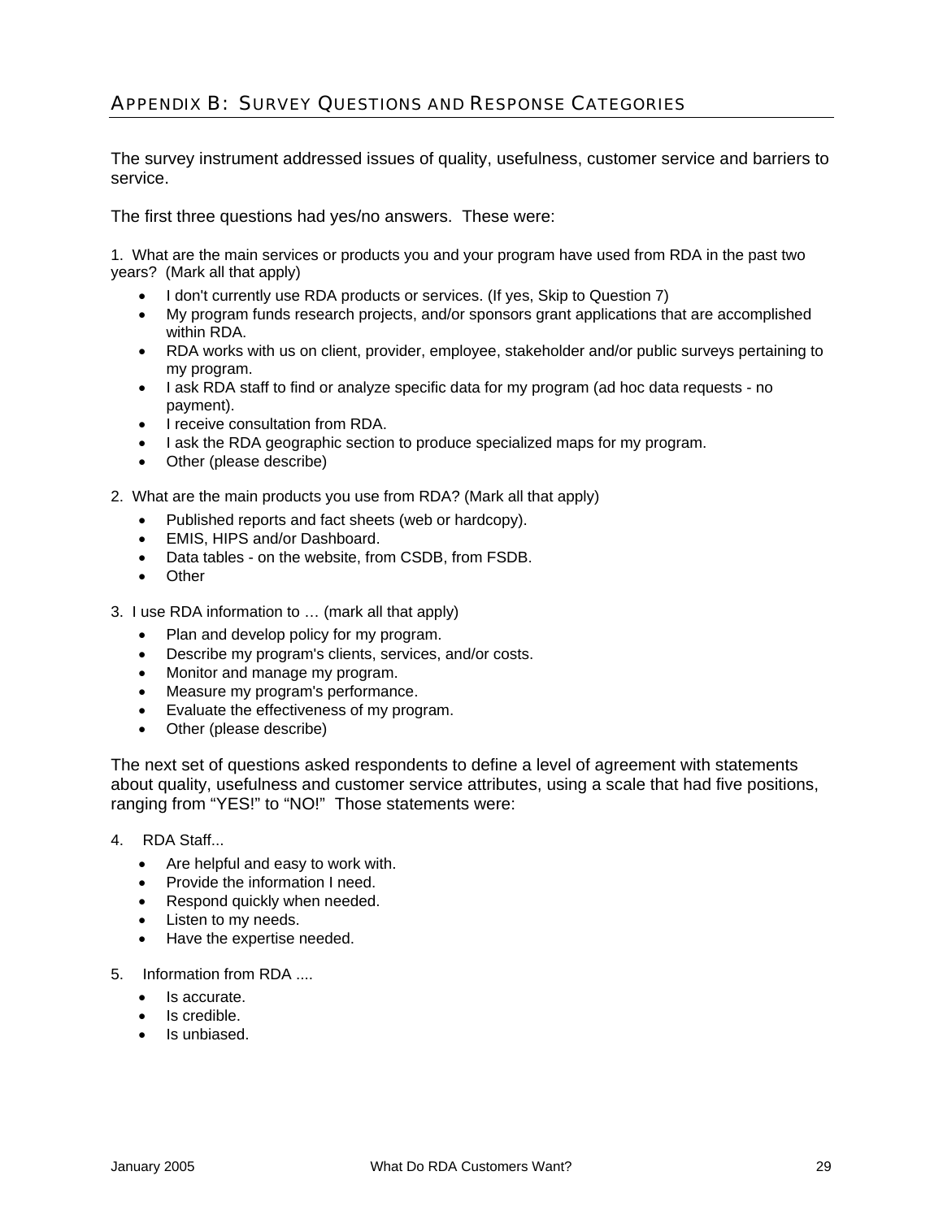## Appendix B: Survey Questions and Response Categories

The survey instrument addressed issues of quality, usefulness, customer service and barriers to service.

The first three questions had yes/no answers. These were:

1. What are the main services or products you and your program have used from RDA in the past two years? (Mark all that apply)
   - I don't currently use RDA products or services. (If yes, Skip to Question 7)
   - My program funds research projects, and/or sponsors grant applications that are accomplished within RDA.
   - RDA works with us on client, provider, employee, stakeholder and/or public surveys pertaining to my program.
   - I ask RDA staff to find or analyze specific data for my program (ad hoc data requests - no payment).
   - I receive consultation from RDA.
   - I ask the RDA geographic section to produce specialized maps for my program.
   - Other (please describe)

2. What are the main products you use from RDA? (Mark all that apply)
   - Published reports and fact sheets (web or hardcopy).
   - EMIS, HIPS and/or Dashboard.
   - Data tables - on the website, from CSDB, from FSDB.
   - Other

3. I use RDA information to … (mark all that apply)
   - Plan and develop policy for my program.
   - Describe my program's clients, services, and/or costs.
   - Monitor and manage my program.
   - Measure my program's performance.
   - Evaluate the effectiveness of my program.
   - Other (please describe)

The next set of questions asked respondents to define a level of agreement with statements about quality, usefulness and customer service attributes, using a scale that had five positions, ranging from "YES!" to "NO!" Those statements were:

4. RDA Staff...
   - Are helpful and easy to work with.
   - Provide the information I need.
   - Respond quickly when needed.
   - Listen to my needs.
   - Have the expertise needed.

5. Information from RDA ....
   - Is accurate.
   - Is credible.
   - Is unbiased.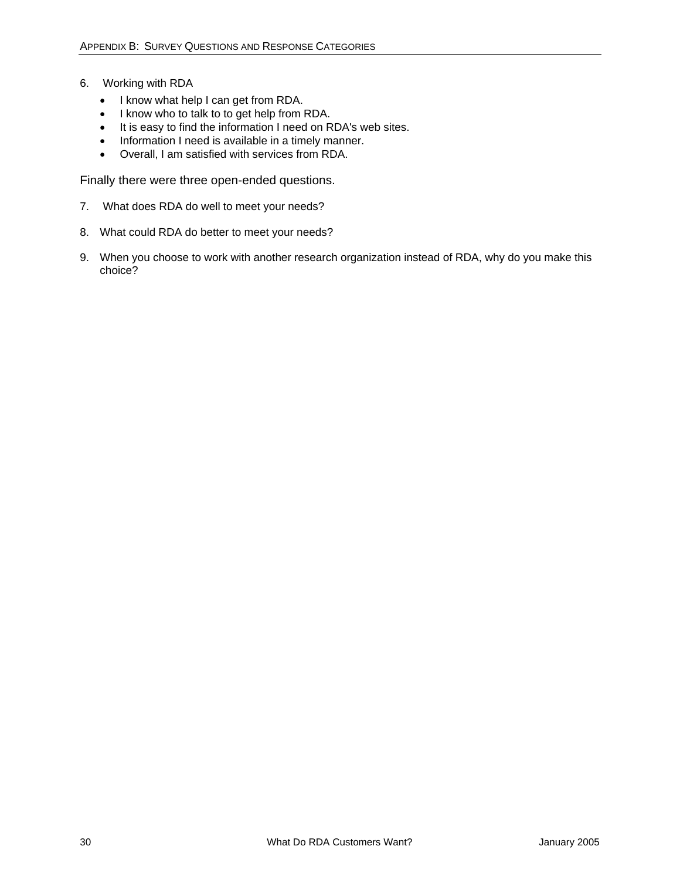6. Working with RDA
   - I know what help I can get from RDA.
   - I know who to talk to to get help from RDA.
   - It is easy to find the information I need on RDA's web sites.
   - Information I need is available in a timely manner.
   - Overall, I am satisfied with services from RDA.

Finally there were three open-ended questions.

7. What does RDA do well to meet your needs?

8. What could RDA do better to meet your needs?

9. When you choose to work with another research organization instead of RDA, why do you make this choice?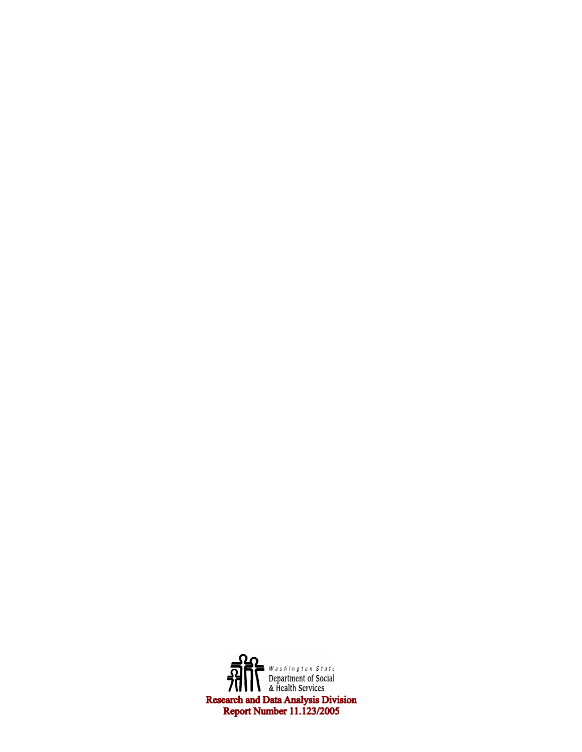Washington State
Department of Social
& Health Services

**Research and Data Analysis Division**
**Report Number 11.123/2005**